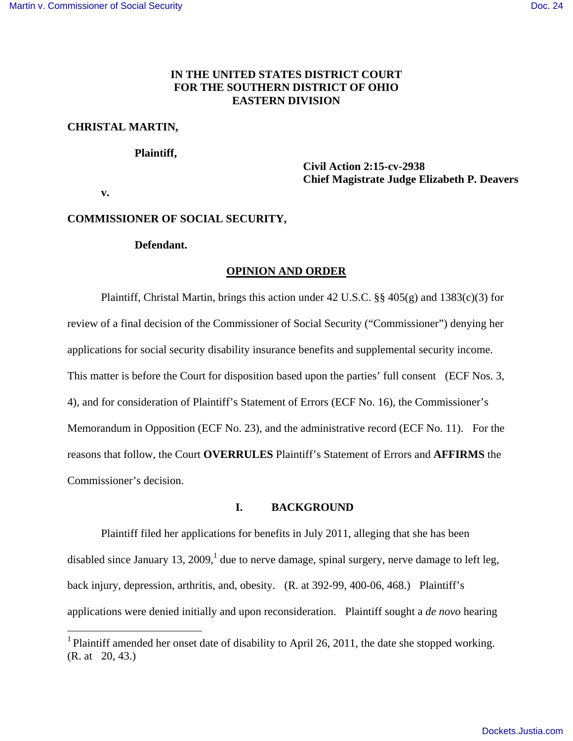**IN THE UNITED STATES DISTRICT COURT**
**FOR THE SOUTHERN DISTRICT OF OHIO**
**EASTERN DIVISION**

**CHRISTAL MARTIN,**

**Plaintiff,**

**Civil Action 2:15-cv-2938**
**Chief Magistrate Judge Elizabeth P. Deavers**

**v.**

**COMMISSIONER OF SOCIAL SECURITY,**

**Defendant.**

## OPINION AND ORDER

Plaintiff, Christal Martin, brings this action under 42 U.S.C. §§ 405(g) and 1383(c)(3) for review of a final decision of the Commissioner of Social Security ("Commissioner") denying her applications for social security disability insurance benefits and supplemental security income. This matter is before the Court for disposition based upon the parties' full consent (ECF Nos. 3, 4), and for consideration of Plaintiff's Statement of Errors (ECF No. 16), the Commissioner's Memorandum in Opposition (ECF No. 23), and the administrative record (ECF No. 11). For the reasons that follow, the Court **OVERRULES** Plaintiff's Statement of Errors and **AFFIRMS** the Commissioner's decision.

## I. BACKGROUND

Plaintiff filed her applications for benefits in July 2011, alleging that she has been disabled since January 13, 2009,[1] due to nerve damage, spinal surgery, nerve damage to left leg, back injury, depression, arthritis, and, obesity. (R. at 392-99, 400-06, 468.) Plaintiff's applications were denied initially and upon reconsideration. Plaintiff sought a *de novo* hearing

[1] Plaintiff amended her onset date of disability to April 26, 2011, the date she stopped working. (R. at 20, 43.)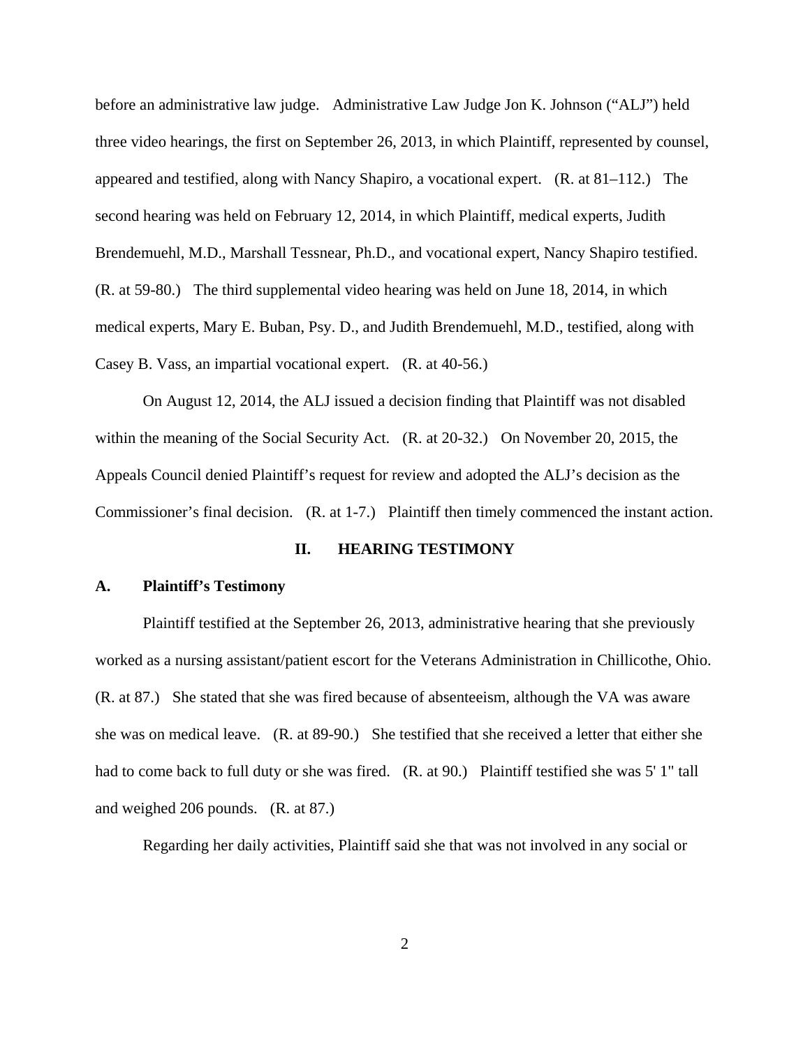before an administrative law judge. Administrative Law Judge Jon K. Johnson ("ALJ") held three video hearings, the first on September 26, 2013, in which Plaintiff, represented by counsel, appeared and testified, along with Nancy Shapiro, a vocational expert. (R. at 81–112.) The second hearing was held on February 12, 2014, in which Plaintiff, medical experts, Judith Brendemuehl, M.D., Marshall Tessnear, Ph.D., and vocational expert, Nancy Shapiro testified. (R. at 59-80.) The third supplemental video hearing was held on June 18, 2014, in which medical experts, Mary E. Buban, Psy. D., and Judith Brendemuehl, M.D., testified, along with Casey B. Vass, an impartial vocational expert. (R. at 40-56.)

On August 12, 2014, the ALJ issued a decision finding that Plaintiff was not disabled within the meaning of the Social Security Act. (R. at 20-32.) On November 20, 2015, the Appeals Council denied Plaintiff's request for review and adopted the ALJ's decision as the Commissioner's final decision. (R. at 1-7.) Plaintiff then timely commenced the instant action.

## II. HEARING TESTIMONY

### A. Plaintiff's Testimony

Plaintiff testified at the September 26, 2013, administrative hearing that she previously worked as a nursing assistant/patient escort for the Veterans Administration in Chillicothe, Ohio. (R. at 87.) She stated that she was fired because of absenteeism, although the VA was aware she was on medical leave. (R. at 89-90.) She testified that she received a letter that either she had to come back to full duty or she was fired. (R. at 90.) Plaintiff testified she was 5' 1" tall and weighed 206 pounds. (R. at 87.)

Regarding her daily activities, Plaintiff said she that was not involved in any social or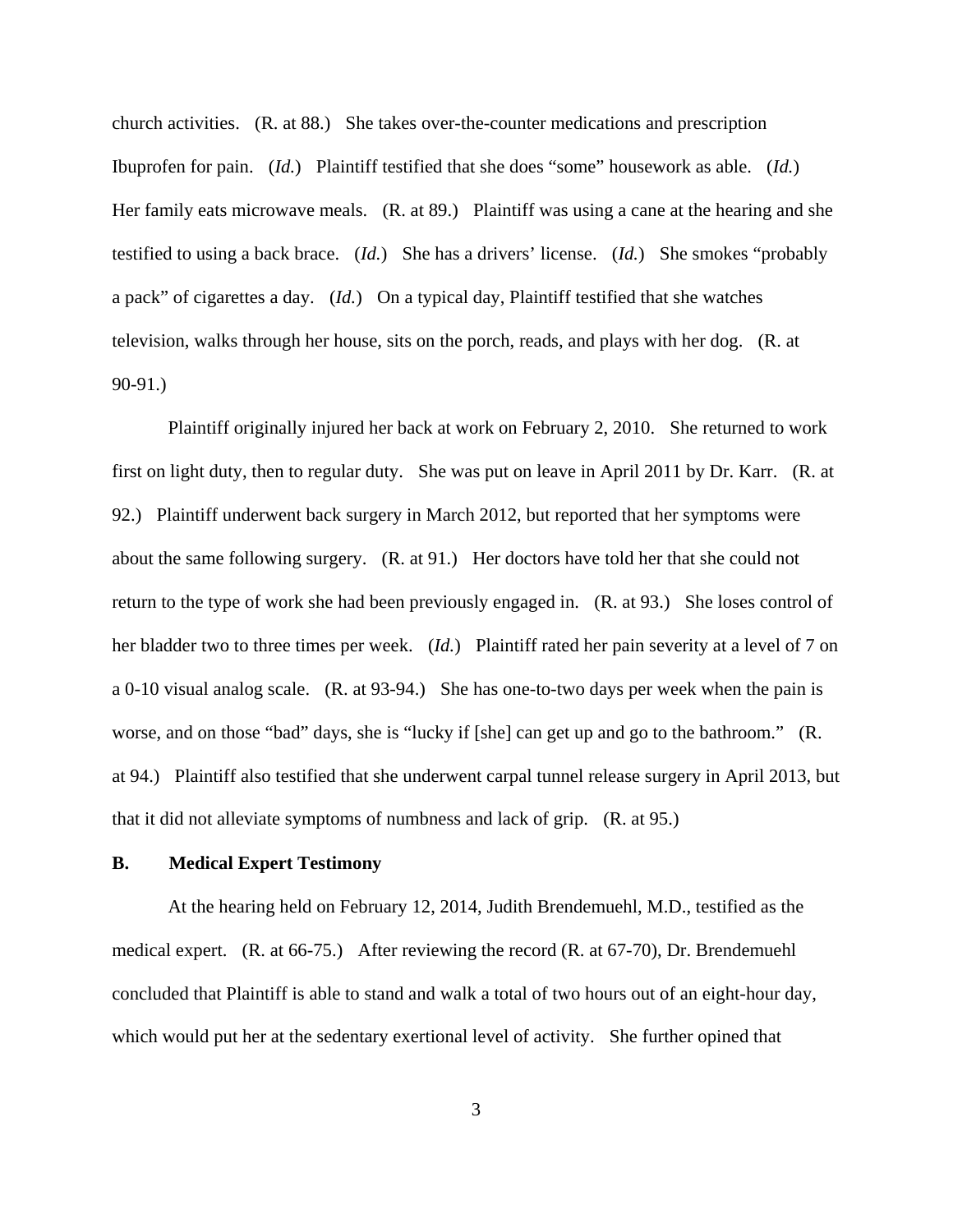church activities. (R. at 88.) She takes over-the-counter medications and prescription Ibuprofen for pain. (*Id.*) Plaintiff testified that she does "some" housework as able. (*Id.*) Her family eats microwave meals. (R. at 89.) Plaintiff was using a cane at the hearing and she testified to using a back brace. (*Id.*) She has a drivers' license. (*Id.*) She smokes "probably a pack" of cigarettes a day. (*Id.*) On a typical day, Plaintiff testified that she watches television, walks through her house, sits on the porch, reads, and plays with her dog. (R. at 90-91.)

Plaintiff originally injured her back at work on February 2, 2010. She returned to work first on light duty, then to regular duty. She was put on leave in April 2011 by Dr. Karr. (R. at 92.) Plaintiff underwent back surgery in March 2012, but reported that her symptoms were about the same following surgery. (R. at 91.) Her doctors have told her that she could not return to the type of work she had been previously engaged in. (R. at 93.) She loses control of her bladder two to three times per week. (*Id.*) Plaintiff rated her pain severity at a level of 7 on a 0-10 visual analog scale. (R. at 93-94.) She has one-to-two days per week when the pain is worse, and on those "bad" days, she is "lucky if [she] can get up and go to the bathroom." (R. at 94.) Plaintiff also testified that she underwent carpal tunnel release surgery in April 2013, but that it did not alleviate symptoms of numbness and lack of grip. (R. at 95.)

### B. Medical Expert Testimony

At the hearing held on February 12, 2014, Judith Brendemuehl, M.D., testified as the medical expert. (R. at 66-75.) After reviewing the record (R. at 67-70), Dr. Brendemuehl concluded that Plaintiff is able to stand and walk a total of two hours out of an eight-hour day, which would put her at the sedentary exertional level of activity. She further opined that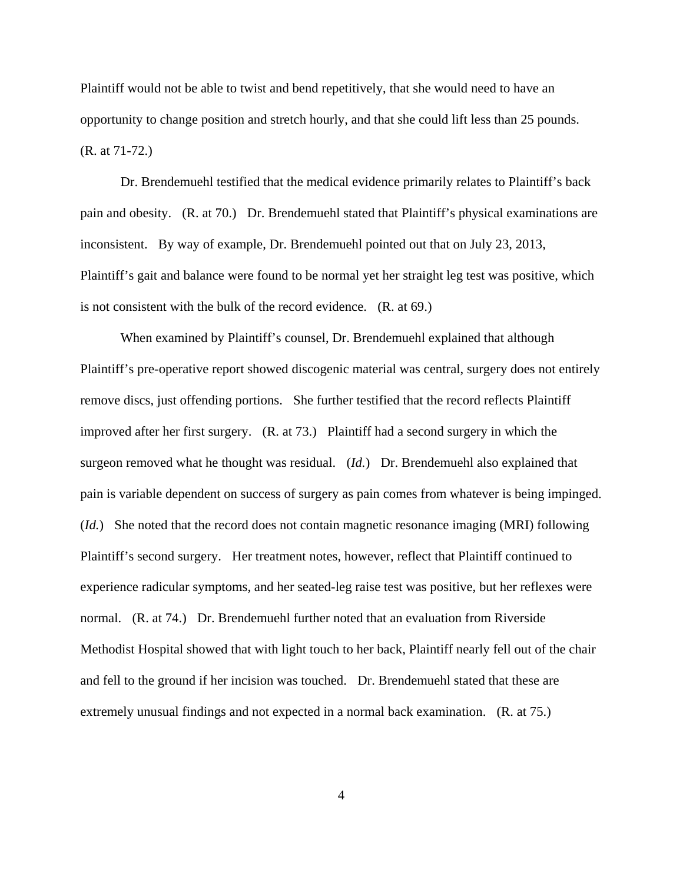Plaintiff would not be able to twist and bend repetitively, that she would need to have an opportunity to change position and stretch hourly, and that she could lift less than 25 pounds. (R. at 71-72.)

Dr. Brendemuehl testified that the medical evidence primarily relates to Plaintiff's back pain and obesity. (R. at 70.) Dr. Brendemuehl stated that Plaintiff's physical examinations are inconsistent. By way of example, Dr. Brendemuehl pointed out that on July 23, 2013, Plaintiff's gait and balance were found to be normal yet her straight leg test was positive, which is not consistent with the bulk of the record evidence. (R. at 69.)

When examined by Plaintiff's counsel, Dr. Brendemuehl explained that although Plaintiff's pre-operative report showed discogenic material was central, surgery does not entirely remove discs, just offending portions. She further testified that the record reflects Plaintiff improved after her first surgery. (R. at 73.) Plaintiff had a second surgery in which the surgeon removed what he thought was residual. (*Id.*) Dr. Brendemuehl also explained that pain is variable dependent on success of surgery as pain comes from whatever is being impinged. (*Id.*) She noted that the record does not contain magnetic resonance imaging (MRI) following Plaintiff's second surgery. Her treatment notes, however, reflect that Plaintiff continued to experience radicular symptoms, and her seated-leg raise test was positive, but her reflexes were normal. (R. at 74.) Dr. Brendemuehl further noted that an evaluation from Riverside Methodist Hospital showed that with light touch to her back, Plaintiff nearly fell out of the chair and fell to the ground if her incision was touched. Dr. Brendemuehl stated that these are extremely unusual findings and not expected in a normal back examination. (R. at 75.)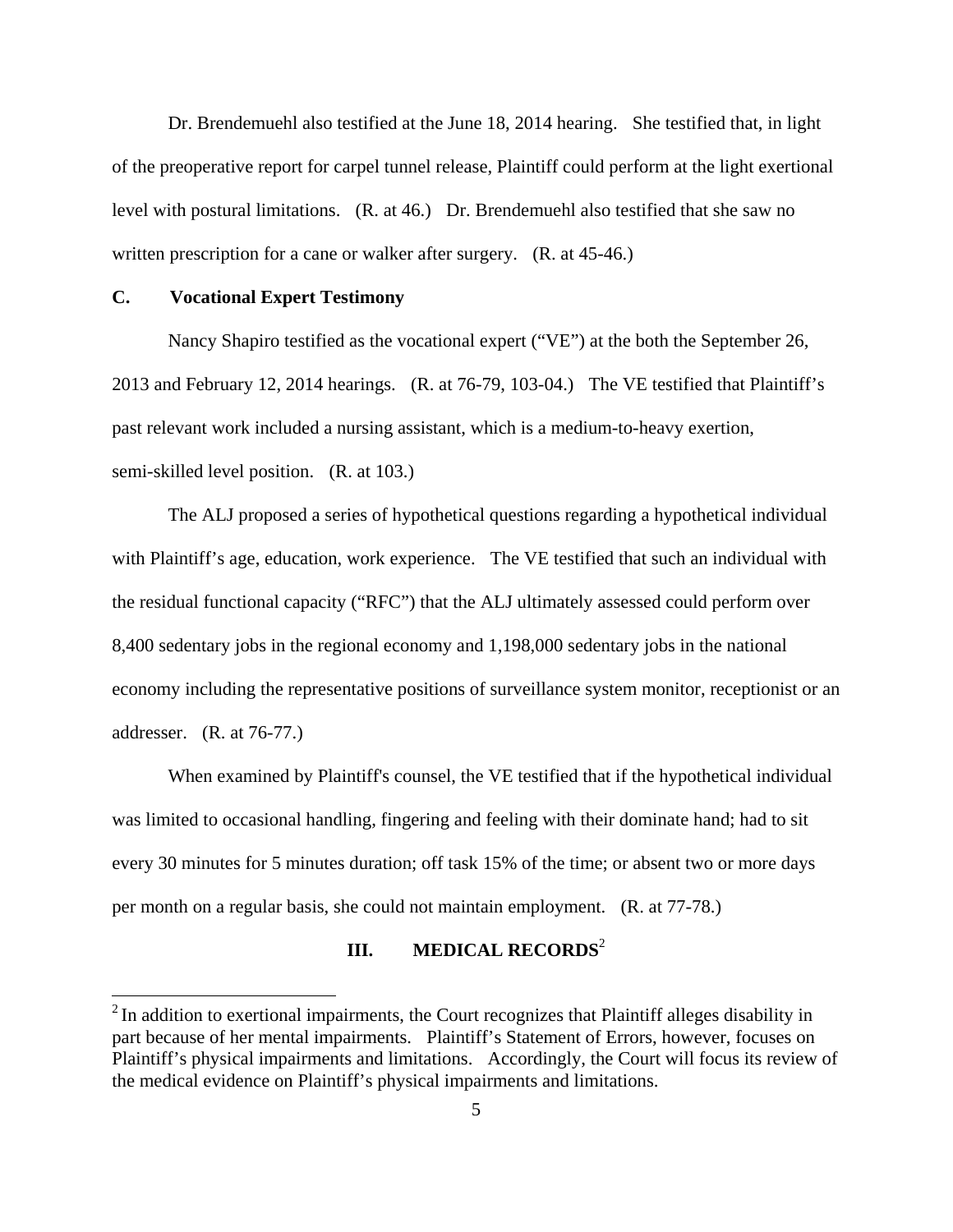Dr. Brendemuehl also testified at the June 18, 2014 hearing. She testified that, in light of the preoperative report for carpel tunnel release, Plaintiff could perform at the light exertional level with postural limitations. (R. at 46.) Dr. Brendemuehl also testified that she saw no written prescription for a cane or walker after surgery. (R. at 45-46.)

### C. Vocational Expert Testimony

Nancy Shapiro testified as the vocational expert ("VE") at the both the September 26, 2013 and February 12, 2014 hearings. (R. at 76-79, 103-04.) The VE testified that Plaintiff's past relevant work included a nursing assistant, which is a medium-to-heavy exertion, semi-skilled level position. (R. at 103.)

The ALJ proposed a series of hypothetical questions regarding a hypothetical individual with Plaintiff's age, education, work experience. The VE testified that such an individual with the residual functional capacity ("RFC") that the ALJ ultimately assessed could perform over 8,400 sedentary jobs in the regional economy and 1,198,000 sedentary jobs in the national economy including the representative positions of surveillance system monitor, receptionist or an addresser. (R. at 76-77.)

When examined by Plaintiff's counsel, the VE testified that if the hypothetical individual was limited to occasional handling, fingering and feeling with their dominate hand; had to sit every 30 minutes for 5 minutes duration; off task 15% of the time; or absent two or more days per month on a regular basis, she could not maintain employment. (R. at 77-78.)

## III. MEDICAL RECORDS[2]

[2] In addition to exertional impairments, the Court recognizes that Plaintiff alleges disability in part because of her mental impairments. Plaintiff's Statement of Errors, however, focuses on Plaintiff's physical impairments and limitations. Accordingly, the Court will focus its review of the medical evidence on Plaintiff's physical impairments and limitations.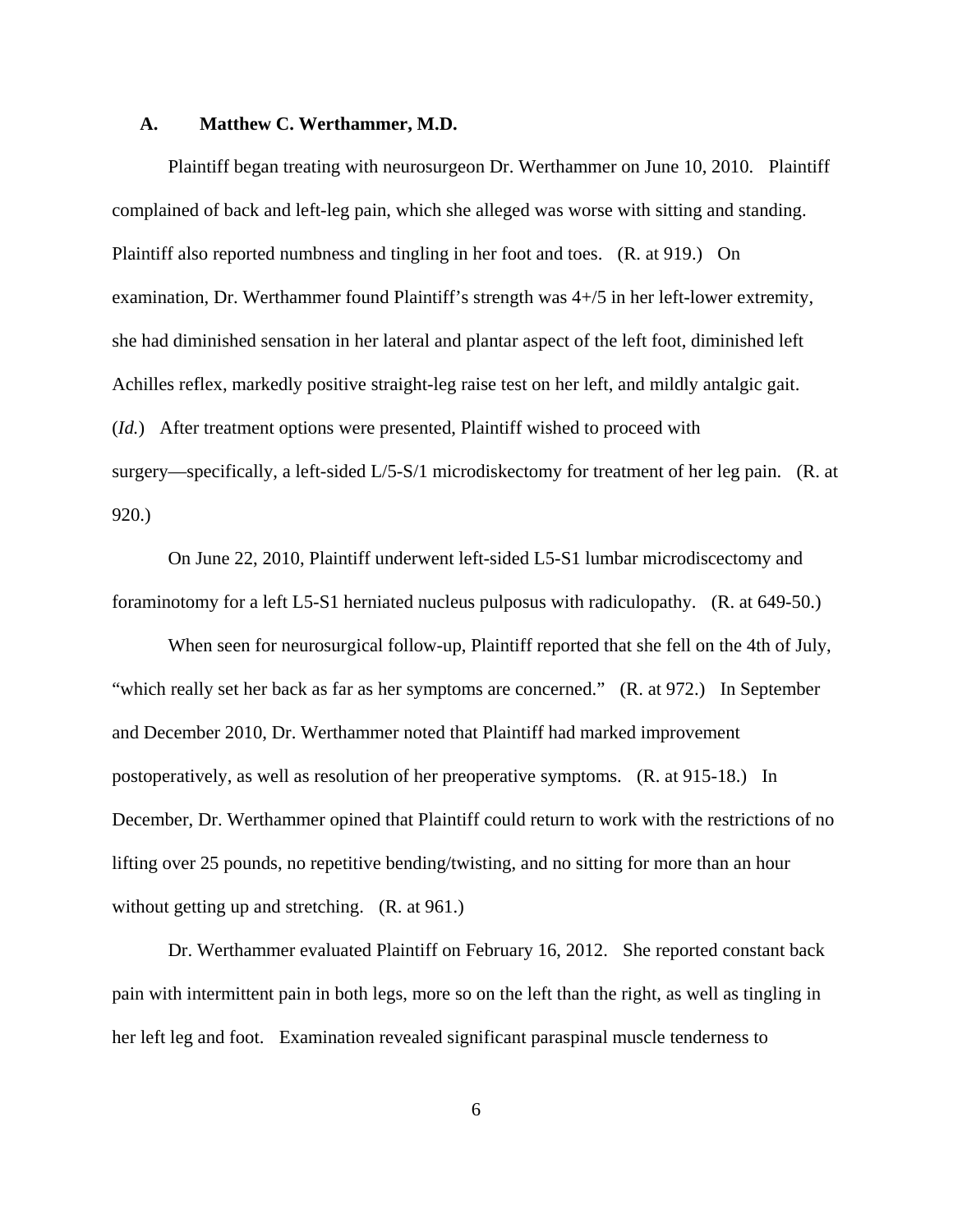### A. Matthew C. Werthammer, M.D.

Plaintiff began treating with neurosurgeon Dr. Werthammer on June 10, 2010. Plaintiff complained of back and left-leg pain, which she alleged was worse with sitting and standing. Plaintiff also reported numbness and tingling in her foot and toes. (R. at 919.) On examination, Dr. Werthammer found Plaintiff's strength was 4+/5 in her left-lower extremity, she had diminished sensation in her lateral and plantar aspect of the left foot, diminished left Achilles reflex, markedly positive straight-leg raise test on her left, and mildly antalgic gait. (*Id.*) After treatment options were presented, Plaintiff wished to proceed with surgery—specifically, a left-sided L/5-S/1 microdiskectomy for treatment of her leg pain. (R. at 920.)

On June 22, 2010, Plaintiff underwent left-sided L5-S1 lumbar microdiscectomy and foraminotomy for a left L5-S1 herniated nucleus pulposus with radiculopathy. (R. at 649-50.)

When seen for neurosurgical follow-up, Plaintiff reported that she fell on the 4th of July, "which really set her back as far as her symptoms are concerned." (R. at 972.) In September and December 2010, Dr. Werthammer noted that Plaintiff had marked improvement postoperatively, as well as resolution of her preoperative symptoms. (R. at 915-18.) In December, Dr. Werthammer opined that Plaintiff could return to work with the restrictions of no lifting over 25 pounds, no repetitive bending/twisting, and no sitting for more than an hour without getting up and stretching. (R. at 961.)

Dr. Werthammer evaluated Plaintiff on February 16, 2012. She reported constant back pain with intermittent pain in both legs, more so on the left than the right, as well as tingling in her left leg and foot. Examination revealed significant paraspinal muscle tenderness to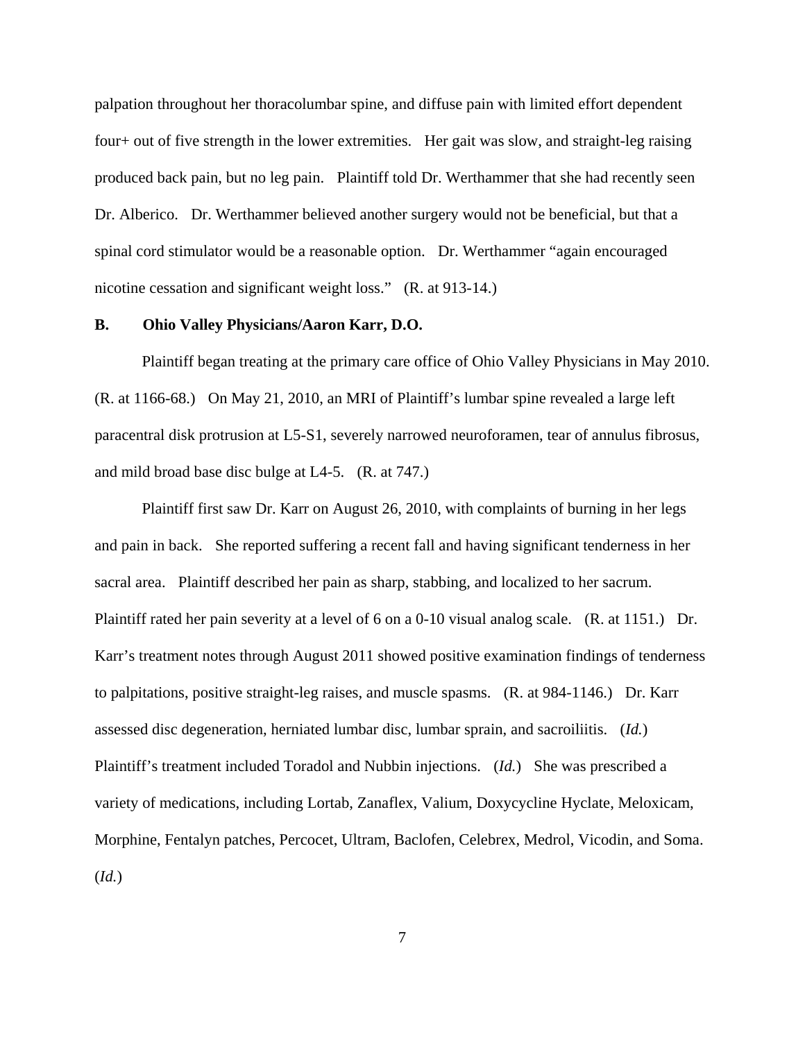palpation throughout her thoracolumbar spine, and diffuse pain with limited effort dependent four+ out of five strength in the lower extremities. Her gait was slow, and straight-leg raising produced back pain, but no leg pain. Plaintiff told Dr. Werthammer that she had recently seen Dr. Alberico. Dr. Werthammer believed another surgery would not be beneficial, but that a spinal cord stimulator would be a reasonable option. Dr. Werthammer "again encouraged nicotine cessation and significant weight loss." (R. at 913-14.)

**B. Ohio Valley Physicians/Aaron Karr, D.O.**

Plaintiff began treating at the primary care office of Ohio Valley Physicians in May 2010. (R. at 1166-68.) On May 21, 2010, an MRI of Plaintiff's lumbar spine revealed a large left paracentral disk protrusion at L5-S1, severely narrowed neuroforamen, tear of annulus fibrosus, and mild broad base disc bulge at L4-5. (R. at 747.)

Plaintiff first saw Dr. Karr on August 26, 2010, with complaints of burning in her legs and pain in back. She reported suffering a recent fall and having significant tenderness in her sacral area. Plaintiff described her pain as sharp, stabbing, and localized to her sacrum. Plaintiff rated her pain severity at a level of 6 on a 0-10 visual analog scale. (R. at 1151.) Dr. Karr's treatment notes through August 2011 showed positive examination findings of tenderness to palpitations, positive straight-leg raises, and muscle spasms. (R. at 984-1146.) Dr. Karr assessed disc degeneration, herniated lumbar disc, lumbar sprain, and sacroiliitis. (*Id.*) Plaintiff's treatment included Toradol and Nubbin injections. (*Id.*) She was prescribed a variety of medications, including Lortab, Zanaflex, Valium, Doxycycline Hyclate, Meloxicam, Morphine, Fentalyn patches, Percocet, Ultram, Baclofen, Celebrex, Medrol, Vicodin, and Soma. (*Id.*)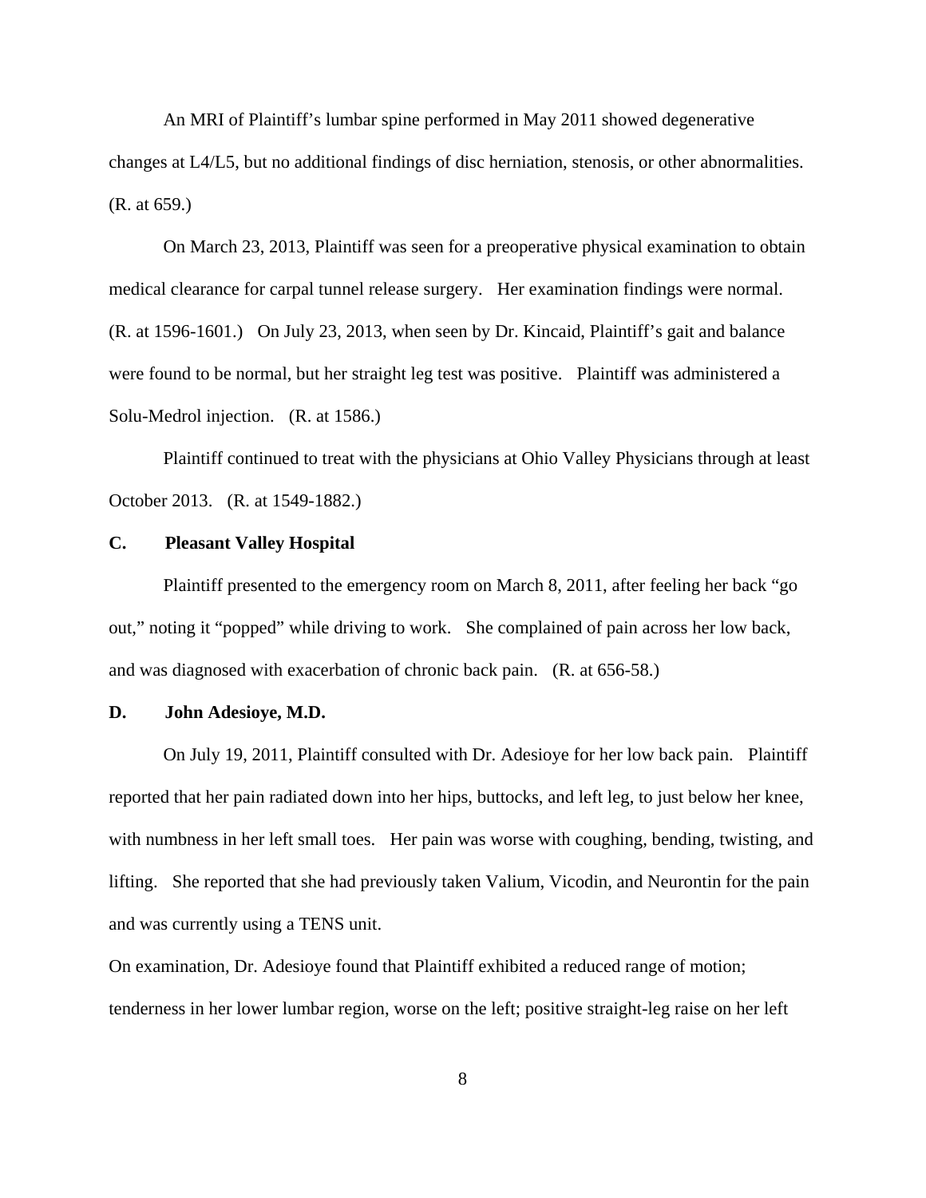An MRI of Plaintiff's lumbar spine performed in May 2011 showed degenerative changes at L4/L5, but no additional findings of disc herniation, stenosis, or other abnormalities. (R. at 659.)

On March 23, 2013, Plaintiff was seen for a preoperative physical examination to obtain medical clearance for carpal tunnel release surgery. Her examination findings were normal. (R. at 1596-1601.) On July 23, 2013, when seen by Dr. Kincaid, Plaintiff's gait and balance were found to be normal, but her straight leg test was positive. Plaintiff was administered a Solu-Medrol injection. (R. at 1586.)

Plaintiff continued to treat with the physicians at Ohio Valley Physicians through at least October 2013. (R. at 1549-1882.)

### C. Pleasant Valley Hospital

Plaintiff presented to the emergency room on March 8, 2011, after feeling her back "go out," noting it "popped" while driving to work. She complained of pain across her low back, and was diagnosed with exacerbation of chronic back pain. (R. at 656-58.)

### D. John Adesioye, M.D.

On July 19, 2011, Plaintiff consulted with Dr. Adesioye for her low back pain. Plaintiff reported that her pain radiated down into her hips, buttocks, and left leg, to just below her knee, with numbness in her left small toes. Her pain was worse with coughing, bending, twisting, and lifting. She reported that she had previously taken Valium, Vicodin, and Neurontin for the pain and was currently using a TENS unit.

On examination, Dr. Adesioye found that Plaintiff exhibited a reduced range of motion; tenderness in her lower lumbar region, worse on the left; positive straight-leg raise on her left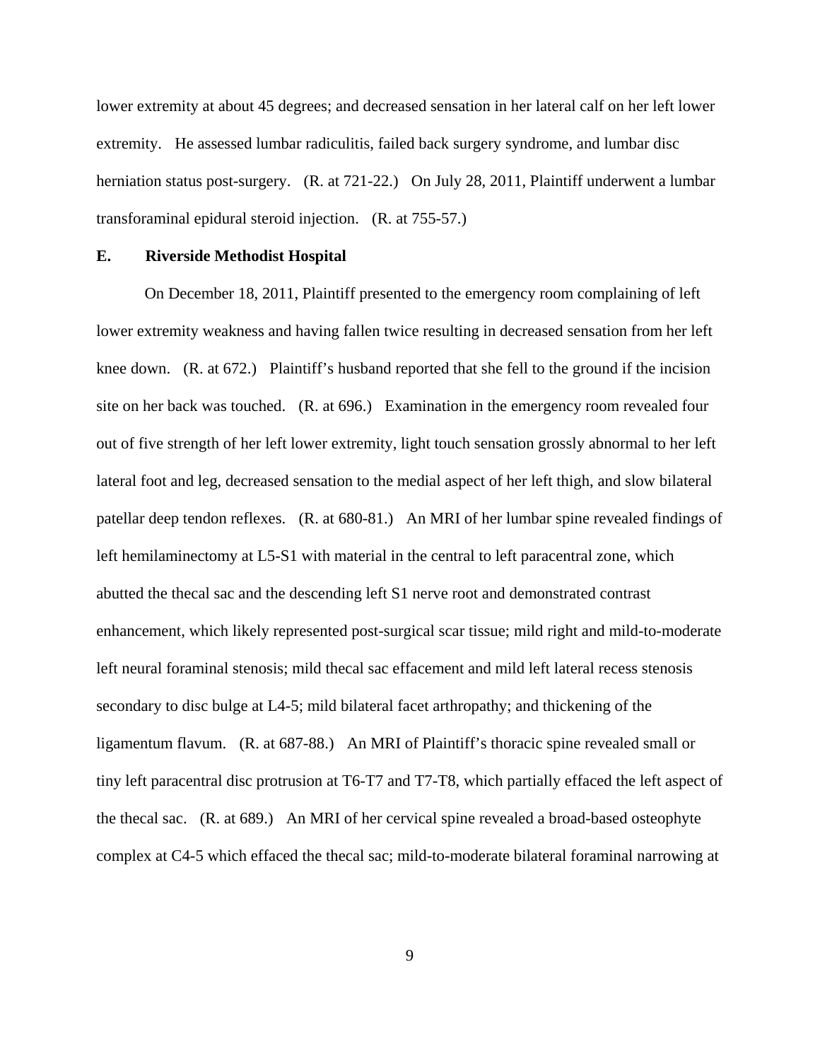lower extremity at about 45 degrees; and decreased sensation in her lateral calf on her left lower extremity. He assessed lumbar radiculitis, failed back surgery syndrome, and lumbar disc herniation status post-surgery. (R. at 721-22.) On July 28, 2011, Plaintiff underwent a lumbar transforaminal epidural steroid injection. (R. at 755-57.)

## E. Riverside Methodist Hospital

On December 18, 2011, Plaintiff presented to the emergency room complaining of left lower extremity weakness and having fallen twice resulting in decreased sensation from her left knee down. (R. at 672.) Plaintiff's husband reported that she fell to the ground if the incision site on her back was touched. (R. at 696.) Examination in the emergency room revealed four out of five strength of her left lower extremity, light touch sensation grossly abnormal to her left lateral foot and leg, decreased sensation to the medial aspect of her left thigh, and slow bilateral patellar deep tendon reflexes. (R. at 680-81.) An MRI of her lumbar spine revealed findings of left hemilaminectomy at L5-S1 with material in the central to left paracentral zone, which abutted the thecal sac and the descending left S1 nerve root and demonstrated contrast enhancement, which likely represented post-surgical scar tissue; mild right and mild-to-moderate left neural foraminal stenosis; mild thecal sac effacement and mild left lateral recess stenosis secondary to disc bulge at L4-5; mild bilateral facet arthropathy; and thickening of the ligamentum flavum. (R. at 687-88.) An MRI of Plaintiff's thoracic spine revealed small or tiny left paracentral disc protrusion at T6-T7 and T7-T8, which partially effaced the left aspect of the thecal sac. (R. at 689.) An MRI of her cervical spine revealed a broad-based osteophyte complex at C4-5 which effaced the thecal sac; mild-to-moderate bilateral foraminal narrowing at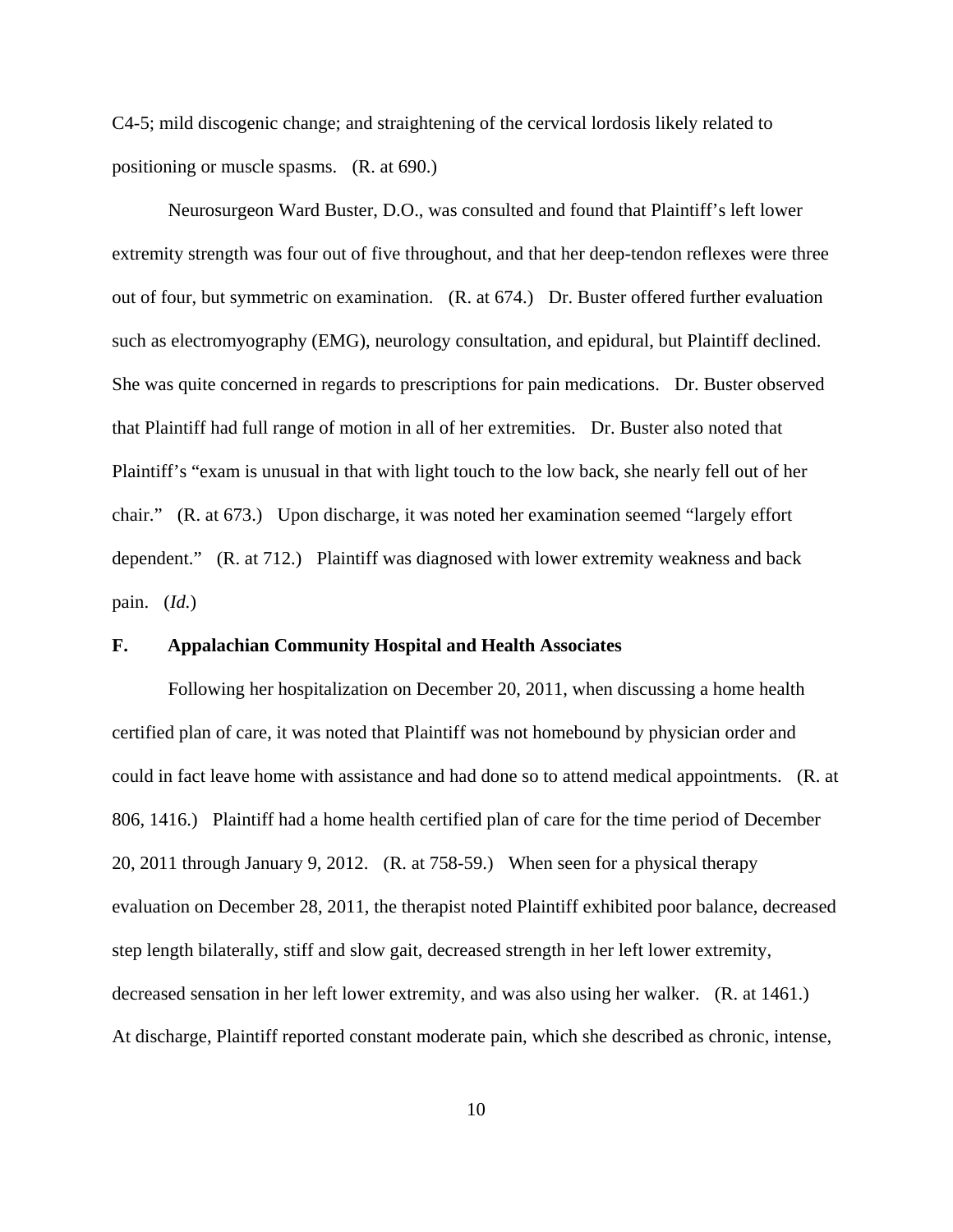C4-5; mild discogenic change; and straightening of the cervical lordosis likely related to positioning or muscle spasms. (R. at 690.)

Neurosurgeon Ward Buster, D.O., was consulted and found that Plaintiff's left lower extremity strength was four out of five throughout, and that her deep-tendon reflexes were three out of four, but symmetric on examination. (R. at 674.) Dr. Buster offered further evaluation such as electromyography (EMG), neurology consultation, and epidural, but Plaintiff declined. She was quite concerned in regards to prescriptions for pain medications. Dr. Buster observed that Plaintiff had full range of motion in all of her extremities. Dr. Buster also noted that Plaintiff's "exam is unusual in that with light touch to the low back, she nearly fell out of her chair." (R. at 673.) Upon discharge, it was noted her examination seemed "largely effort dependent." (R. at 712.) Plaintiff was diagnosed with lower extremity weakness and back pain. (*Id.*)

### F. Appalachian Community Hospital and Health Associates

Following her hospitalization on December 20, 2011, when discussing a home health certified plan of care, it was noted that Plaintiff was not homebound by physician order and could in fact leave home with assistance and had done so to attend medical appointments. (R. at 806, 1416.) Plaintiff had a home health certified plan of care for the time period of December 20, 2011 through January 9, 2012. (R. at 758-59.) When seen for a physical therapy evaluation on December 28, 2011, the therapist noted Plaintiff exhibited poor balance, decreased step length bilaterally, stiff and slow gait, decreased strength in her left lower extremity, decreased sensation in her left lower extremity, and was also using her walker. (R. at 1461.) At discharge, Plaintiff reported constant moderate pain, which she described as chronic, intense,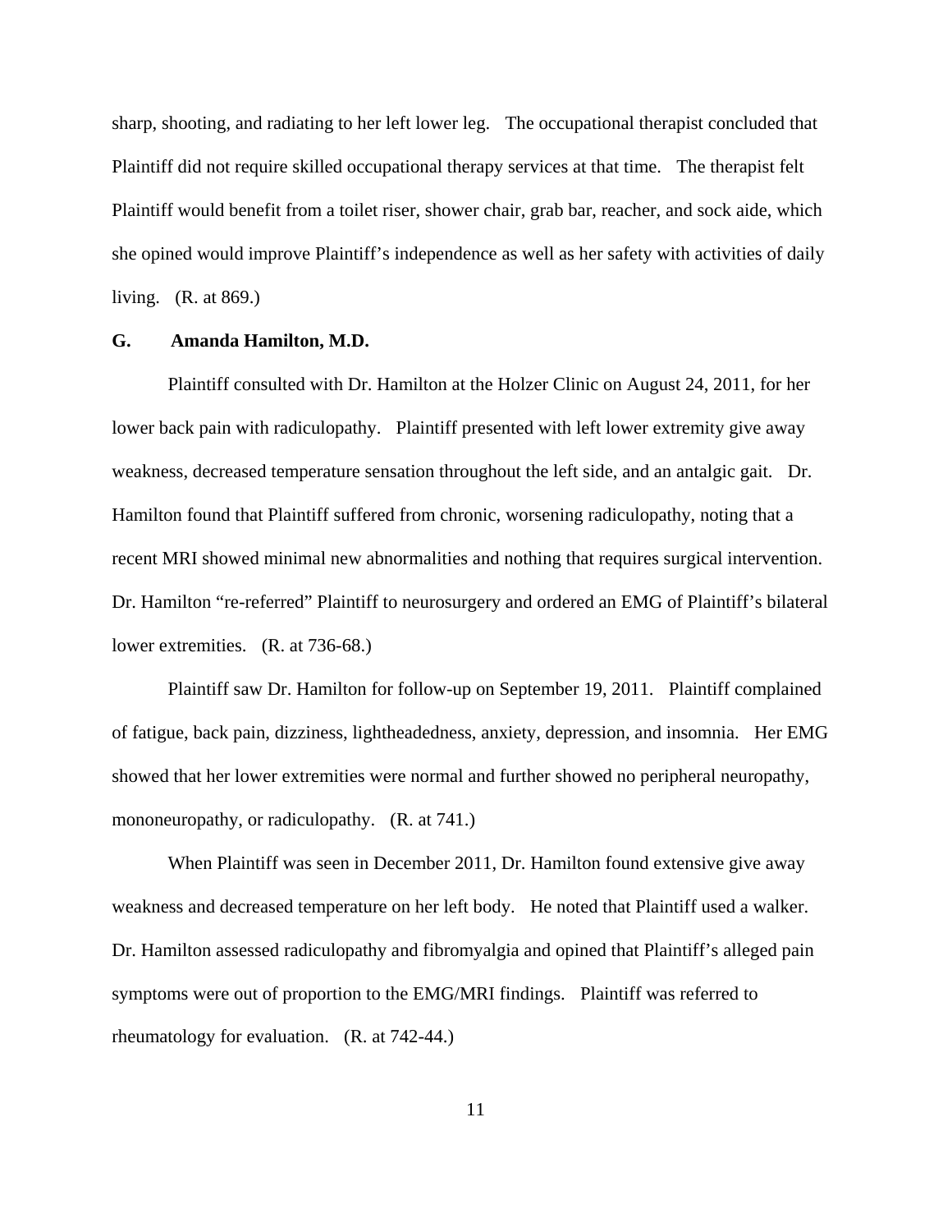sharp, shooting, and radiating to her left lower leg. The occupational therapist concluded that Plaintiff did not require skilled occupational therapy services at that time. The therapist felt Plaintiff would benefit from a toilet riser, shower chair, grab bar, reacher, and sock aide, which she opined would improve Plaintiff's independence as well as her safety with activities of daily living. (R. at 869.)

**G. Amanda Hamilton, M.D.**

Plaintiff consulted with Dr. Hamilton at the Holzer Clinic on August 24, 2011, for her lower back pain with radiculopathy. Plaintiff presented with left lower extremity give away weakness, decreased temperature sensation throughout the left side, and an antalgic gait. Dr. Hamilton found that Plaintiff suffered from chronic, worsening radiculopathy, noting that a recent MRI showed minimal new abnormalities and nothing that requires surgical intervention. Dr. Hamilton "re-referred" Plaintiff to neurosurgery and ordered an EMG of Plaintiff's bilateral lower extremities. (R. at 736-68.)

Plaintiff saw Dr. Hamilton for follow-up on September 19, 2011. Plaintiff complained of fatigue, back pain, dizziness, lightheadedness, anxiety, depression, and insomnia. Her EMG showed that her lower extremities were normal and further showed no peripheral neuropathy, mononeuropathy, or radiculopathy. (R. at 741.)

When Plaintiff was seen in December 2011, Dr. Hamilton found extensive give away weakness and decreased temperature on her left body. He noted that Plaintiff used a walker. Dr. Hamilton assessed radiculopathy and fibromyalgia and opined that Plaintiff's alleged pain symptoms were out of proportion to the EMG/MRI findings. Plaintiff was referred to rheumatology for evaluation. (R. at 742-44.)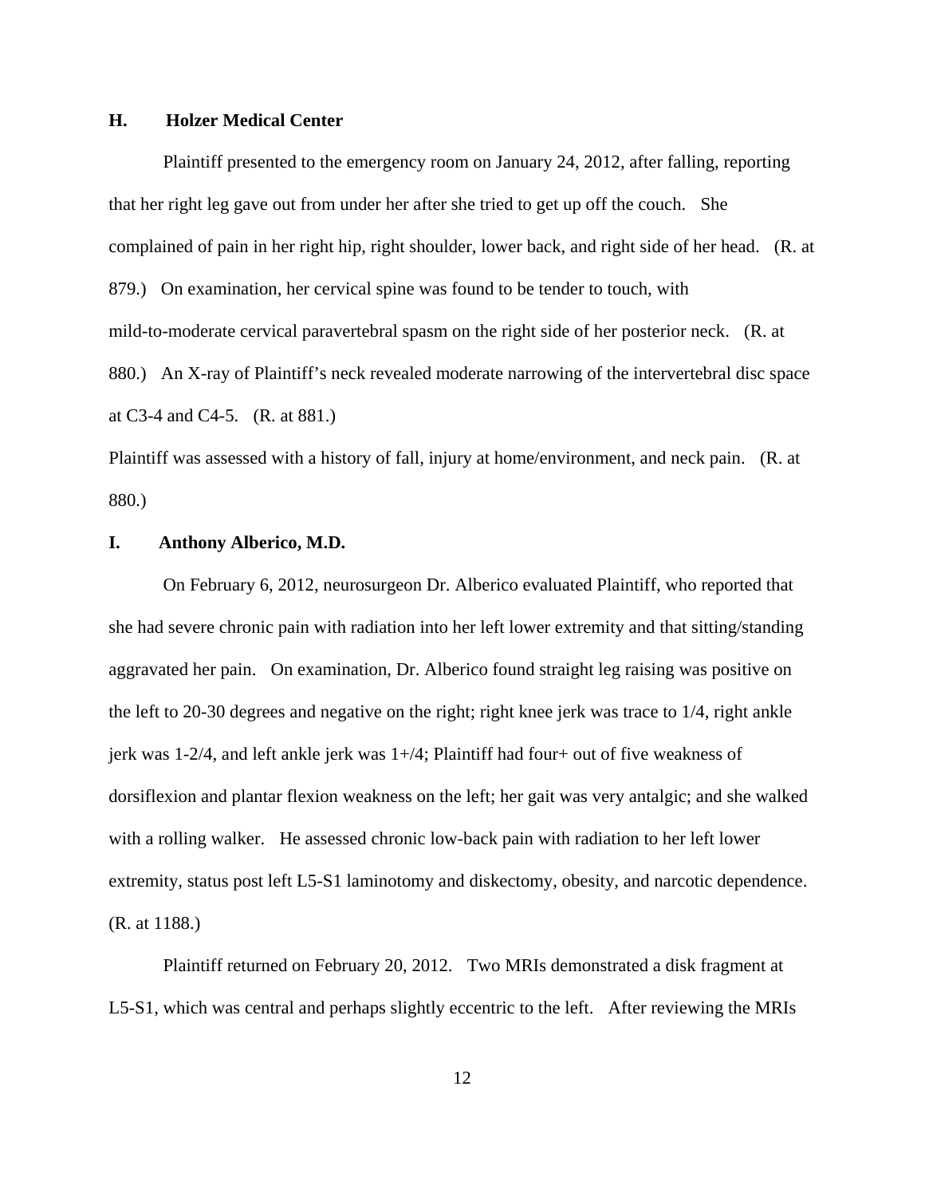## H. Holzer Medical Center

Plaintiff presented to the emergency room on January 24, 2012, after falling, reporting that her right leg gave out from under her after she tried to get up off the couch. She complained of pain in her right hip, right shoulder, lower back, and right side of her head. (R. at 879.) On examination, her cervical spine was found to be tender to touch, with mild-to-moderate cervical paravertebral spasm on the right side of her posterior neck. (R. at 880.) An X-ray of Plaintiff's neck revealed moderate narrowing of the intervertebral disc space at C3-4 and C4-5. (R. at 881.)

Plaintiff was assessed with a history of fall, injury at home/environment, and neck pain. (R. at 880.)

## I. Anthony Alberico, M.D.

On February 6, 2012, neurosurgeon Dr. Alberico evaluated Plaintiff, who reported that she had severe chronic pain with radiation into her left lower extremity and that sitting/standing aggravated her pain. On examination, Dr. Alberico found straight leg raising was positive on the left to 20-30 degrees and negative on the right; right knee jerk was trace to 1/4, right ankle jerk was 1-2/4, and left ankle jerk was 1+/4; Plaintiff had four+ out of five weakness of dorsiflexion and plantar flexion weakness on the left; her gait was very antalgic; and she walked with a rolling walker. He assessed chronic low-back pain with radiation to her left lower extremity, status post left L5-S1 laminotomy and diskectomy, obesity, and narcotic dependence. (R. at 1188.)

Plaintiff returned on February 20, 2012. Two MRIs demonstrated a disk fragment at L5-S1, which was central and perhaps slightly eccentric to the left. After reviewing the MRIs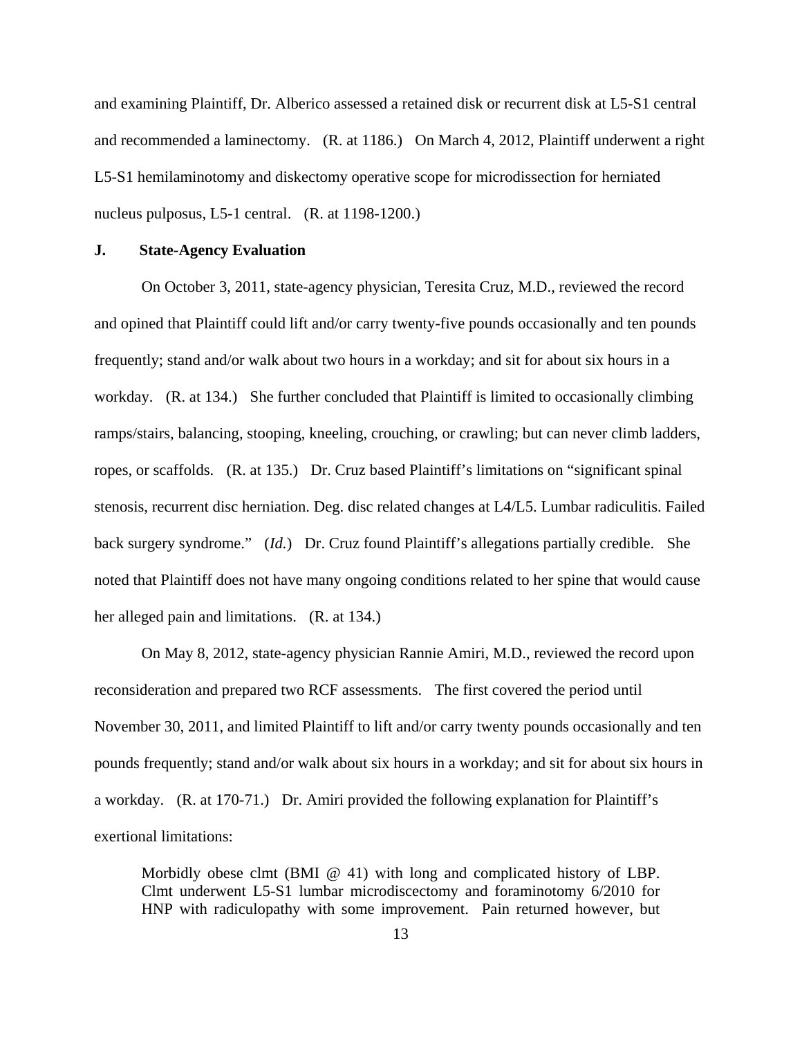and examining Plaintiff, Dr. Alberico assessed a retained disk or recurrent disk at L5-S1 central and recommended a laminectomy. (R. at 1186.) On March 4, 2012, Plaintiff underwent a right L5-S1 hemilaminotomy and diskectomy operative scope for microdissection for herniated nucleus pulposus, L5-1 central. (R. at 1198-1200.)

### J. State-Agency Evaluation

On October 3, 2011, state-agency physician, Teresita Cruz, M.D., reviewed the record and opined that Plaintiff could lift and/or carry twenty-five pounds occasionally and ten pounds frequently; stand and/or walk about two hours in a workday; and sit for about six hours in a workday. (R. at 134.) She further concluded that Plaintiff is limited to occasionally climbing ramps/stairs, balancing, stooping, kneeling, crouching, or crawling; but can never climb ladders, ropes, or scaffolds. (R. at 135.) Dr. Cruz based Plaintiff's limitations on "significant spinal stenosis, recurrent disc herniation. Deg. disc related changes at L4/L5. Lumbar radiculitis. Failed back surgery syndrome." (*Id.*) Dr. Cruz found Plaintiff's allegations partially credible. She noted that Plaintiff does not have many ongoing conditions related to her spine that would cause her alleged pain and limitations. (R. at 134.)

On May 8, 2012, state-agency physician Rannie Amiri, M.D., reviewed the record upon reconsideration and prepared two RCF assessments. The first covered the period until November 30, 2011, and limited Plaintiff to lift and/or carry twenty pounds occasionally and ten pounds frequently; stand and/or walk about six hours in a workday; and sit for about six hours in a workday. (R. at 170-71.) Dr. Amiri provided the following explanation for Plaintiff's exertional limitations:

> Morbidly obese clmt (BMI @ 41) with long and complicated history of LBP. Clmt underwent L5-S1 lumbar microdiscectomy and foraminotomy 6/2010 for HNP with radiculopathy with some improvement. Pain returned however, but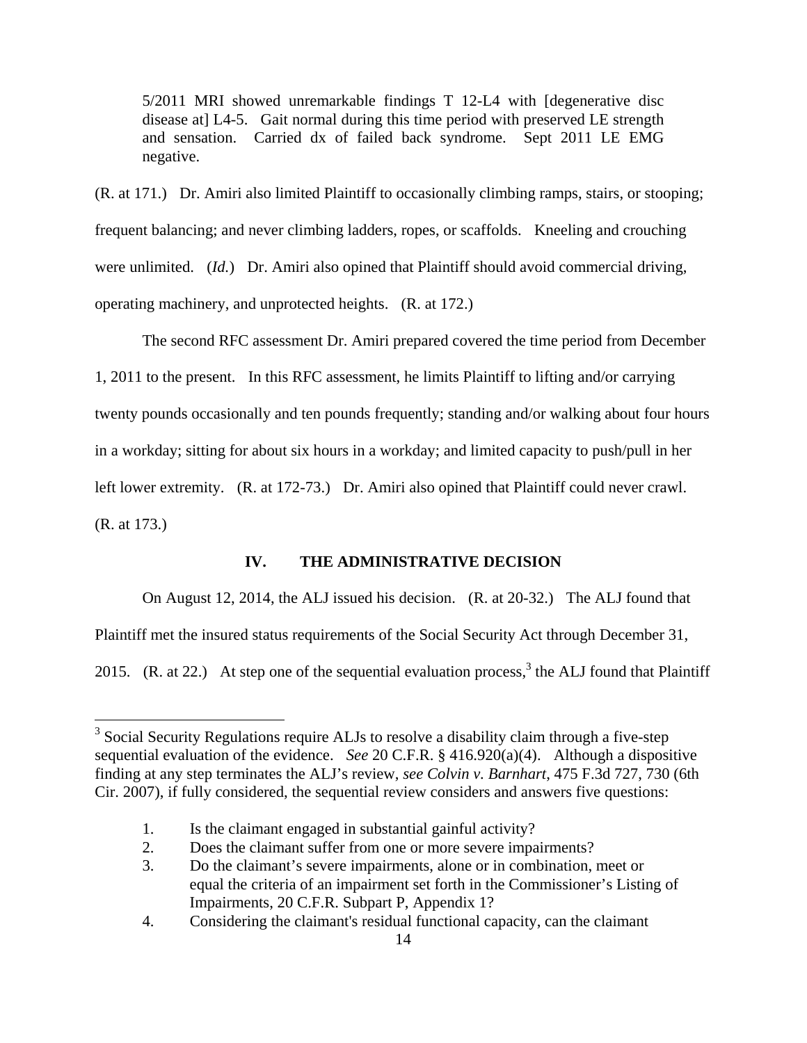> 5/2011 MRI showed unremarkable findings T 12-L4 with [degenerative disc disease at] L4-5. Gait normal during this time period with preserved LE strength and sensation. Carried dx of failed back syndrome. Sept 2011 LE EMG negative.

(R. at 171.) Dr. Amiri also limited Plaintiff to occasionally climbing ramps, stairs, or stooping; frequent balancing; and never climbing ladders, ropes, or scaffolds. Kneeling and crouching were unlimited. (*Id.*) Dr. Amiri also opined that Plaintiff should avoid commercial driving, operating machinery, and unprotected heights. (R. at 172.)

The second RFC assessment Dr. Amiri prepared covered the time period from December 1, 2011 to the present. In this RFC assessment, he limits Plaintiff to lifting and/or carrying twenty pounds occasionally and ten pounds frequently; standing and/or walking about four hours in a workday; sitting for about six hours in a workday; and limited capacity to push/pull in her left lower extremity. (R. at 172-73.) Dr. Amiri also opined that Plaintiff could never crawl. (R. at 173.)

## IV. THE ADMINISTRATIVE DECISION

On August 12, 2014, the ALJ issued his decision. (R. at 20-32.) The ALJ found that Plaintiff met the insured status requirements of the Social Security Act through December 31, 2015. (R. at 22.) At step one of the sequential evaluation process,[3] the ALJ found that Plaintiff

---

[3] Social Security Regulations require ALJs to resolve a disability claim through a five-step sequential evaluation of the evidence. *See* 20 C.F.R. § 416.920(a)(4). Although a dispositive finding at any step terminates the ALJ's review, *see Colvin v. Barnhart*, 475 F.3d 727, 730 (6th Cir. 2007), if fully considered, the sequential review considers and answers five questions:

1. Is the claimant engaged in substantial gainful activity?
2. Does the claimant suffer from one or more severe impairments?
3. Do the claimant's severe impairments, alone or in combination, meet or equal the criteria of an impairment set forth in the Commissioner's Listing of Impairments, 20 C.F.R. Subpart P, Appendix 1?
4. Considering the claimant's residual functional capacity, can the claimant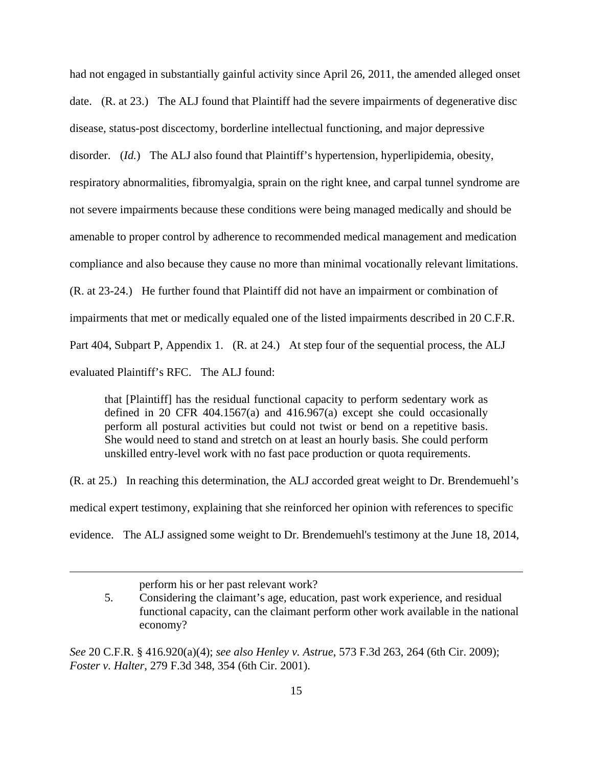had not engaged in substantially gainful activity since April 26, 2011, the amended alleged onset date. (R. at 23.) The ALJ found that Plaintiff had the severe impairments of degenerative disc disease, status-post discectomy, borderline intellectual functioning, and major depressive disorder. (*Id.*) The ALJ also found that Plaintiff's hypertension, hyperlipidemia, obesity, respiratory abnormalities, fibromyalgia, sprain on the right knee, and carpal tunnel syndrome are not severe impairments because these conditions were being managed medically and should be amenable to proper control by adherence to recommended medical management and medication compliance and also because they cause no more than minimal vocationally relevant limitations. (R. at 23-24.) He further found that Plaintiff did not have an impairment or combination of impairments that met or medically equaled one of the listed impairments described in 20 C.F.R. Part 404, Subpart P, Appendix 1. (R. at 24.) At step four of the sequential process, the ALJ evaluated Plaintiff's RFC. The ALJ found:

> that [Plaintiff] has the residual functional capacity to perform sedentary work as defined in 20 CFR 404.1567(a) and 416.967(a) except she could occasionally perform all postural activities but could not twist or bend on a repetitive basis. She would need to stand and stretch on at least an hourly basis. She could perform unskilled entry-level work with no fast pace production or quota requirements.

(R. at 25.) In reaching this determination, the ALJ accorded great weight to Dr. Brendemuehl's medical expert testimony, explaining that she reinforced her opinion with references to specific evidence. The ALJ assigned some weight to Dr. Brendemuehl's testimony at the June 18, 2014,

---

> perform his or her past relevant work?
>
> 5. Considering the claimant's age, education, past work experience, and residual functional capacity, can the claimant perform other work available in the national economy?

*See* 20 C.F.R. § 416.920(a)(4); *see also Henley v. Astrue*, 573 F.3d 263, 264 (6th Cir. 2009); *Foster v. Halter*, 279 F.3d 348, 354 (6th Cir. 2001).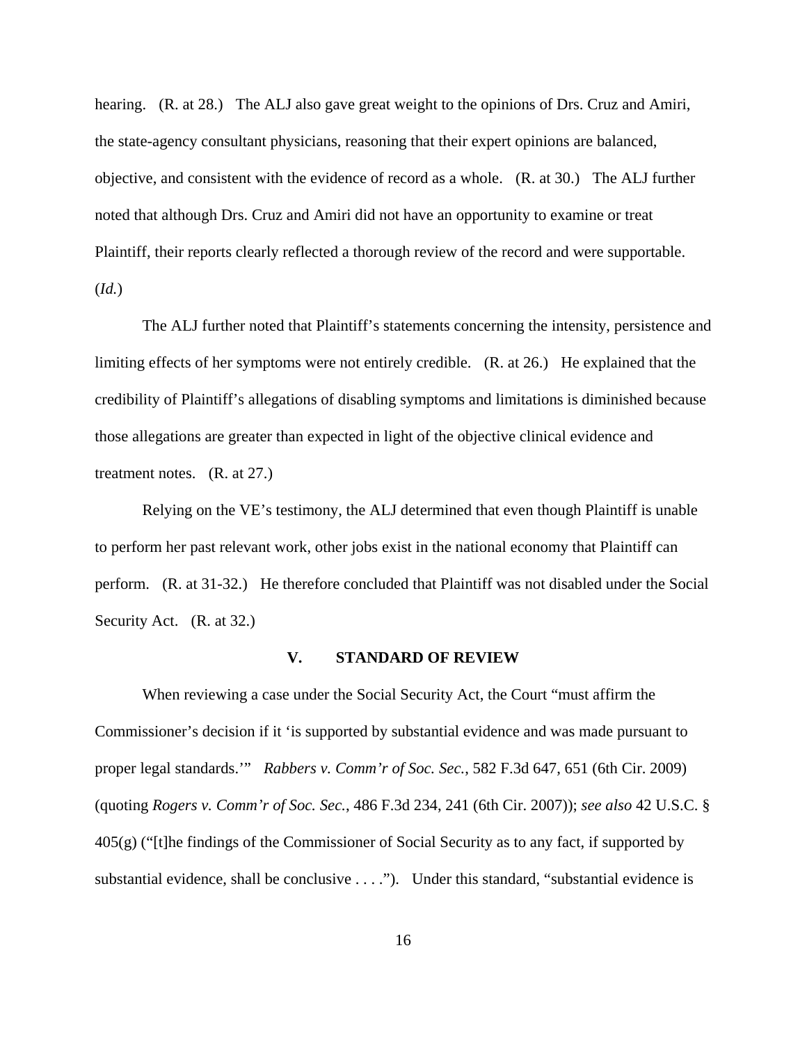hearing. (R. at 28.) The ALJ also gave great weight to the opinions of Drs. Cruz and Amiri, the state-agency consultant physicians, reasoning that their expert opinions are balanced, objective, and consistent with the evidence of record as a whole. (R. at 30.) The ALJ further noted that although Drs. Cruz and Amiri did not have an opportunity to examine or treat Plaintiff, their reports clearly reflected a thorough review of the record and were supportable. (*Id.*)

The ALJ further noted that Plaintiff's statements concerning the intensity, persistence and limiting effects of her symptoms were not entirely credible. (R. at 26.) He explained that the credibility of Plaintiff's allegations of disabling symptoms and limitations is diminished because those allegations are greater than expected in light of the objective clinical evidence and treatment notes. (R. at 27.)

Relying on the VE's testimony, the ALJ determined that even though Plaintiff is unable to perform her past relevant work, other jobs exist in the national economy that Plaintiff can perform. (R. at 31-32.) He therefore concluded that Plaintiff was not disabled under the Social Security Act. (R. at 32.)

## V. STANDARD OF REVIEW

When reviewing a case under the Social Security Act, the Court "must affirm the Commissioner's decision if it 'is supported by substantial evidence and was made pursuant to proper legal standards.'" *Rabbers v. Comm'r of Soc. Sec.*, 582 F.3d 647, 651 (6th Cir. 2009) (quoting *Rogers v. Comm'r of Soc. Sec.*, 486 F.3d 234, 241 (6th Cir. 2007)); *see also* 42 U.S.C. § 405(g) ("[t]he findings of the Commissioner of Social Security as to any fact, if supported by substantial evidence, shall be conclusive . . . ."). Under this standard, "substantial evidence is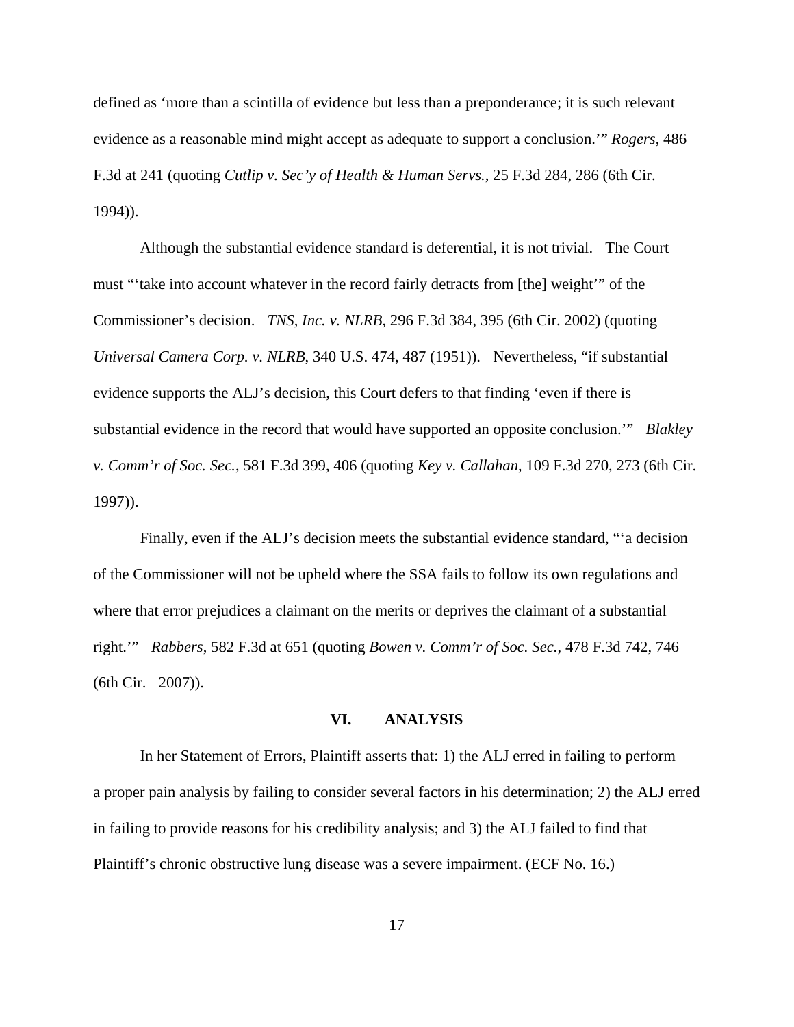defined as 'more than a scintilla of evidence but less than a preponderance; it is such relevant evidence as a reasonable mind might accept as adequate to support a conclusion.'" *Rogers*, 486 F.3d at 241 (quoting *Cutlip v. Sec'y of Health & Human Servs.*, 25 F.3d 284, 286 (6th Cir. 1994)).

Although the substantial evidence standard is deferential, it is not trivial. The Court must "'take into account whatever in the record fairly detracts from [the] weight'" of the Commissioner's decision. *TNS, Inc. v. NLRB*, 296 F.3d 384, 395 (6th Cir. 2002) (quoting *Universal Camera Corp. v. NLRB*, 340 U.S. 474, 487 (1951)). Nevertheless, "if substantial evidence supports the ALJ's decision, this Court defers to that finding 'even if there is substantial evidence in the record that would have supported an opposite conclusion.'" *Blakley v. Comm'r of Soc. Sec.*, 581 F.3d 399, 406 (quoting *Key v. Callahan*, 109 F.3d 270, 273 (6th Cir. 1997)).

Finally, even if the ALJ's decision meets the substantial evidence standard, "'a decision of the Commissioner will not be upheld where the SSA fails to follow its own regulations and where that error prejudices a claimant on the merits or deprives the claimant of a substantial right.'" *Rabbers*, 582 F.3d at 651 (quoting *Bowen v. Comm'r of Soc. Sec.*, 478 F.3d 742, 746 (6th Cir. 2007)).

## VI. ANALYSIS

In her Statement of Errors, Plaintiff asserts that: 1) the ALJ erred in failing to perform a proper pain analysis by failing to consider several factors in his determination; 2) the ALJ erred in failing to provide reasons for his credibility analysis; and 3) the ALJ failed to find that Plaintiff's chronic obstructive lung disease was a severe impairment. (ECF No. 16.)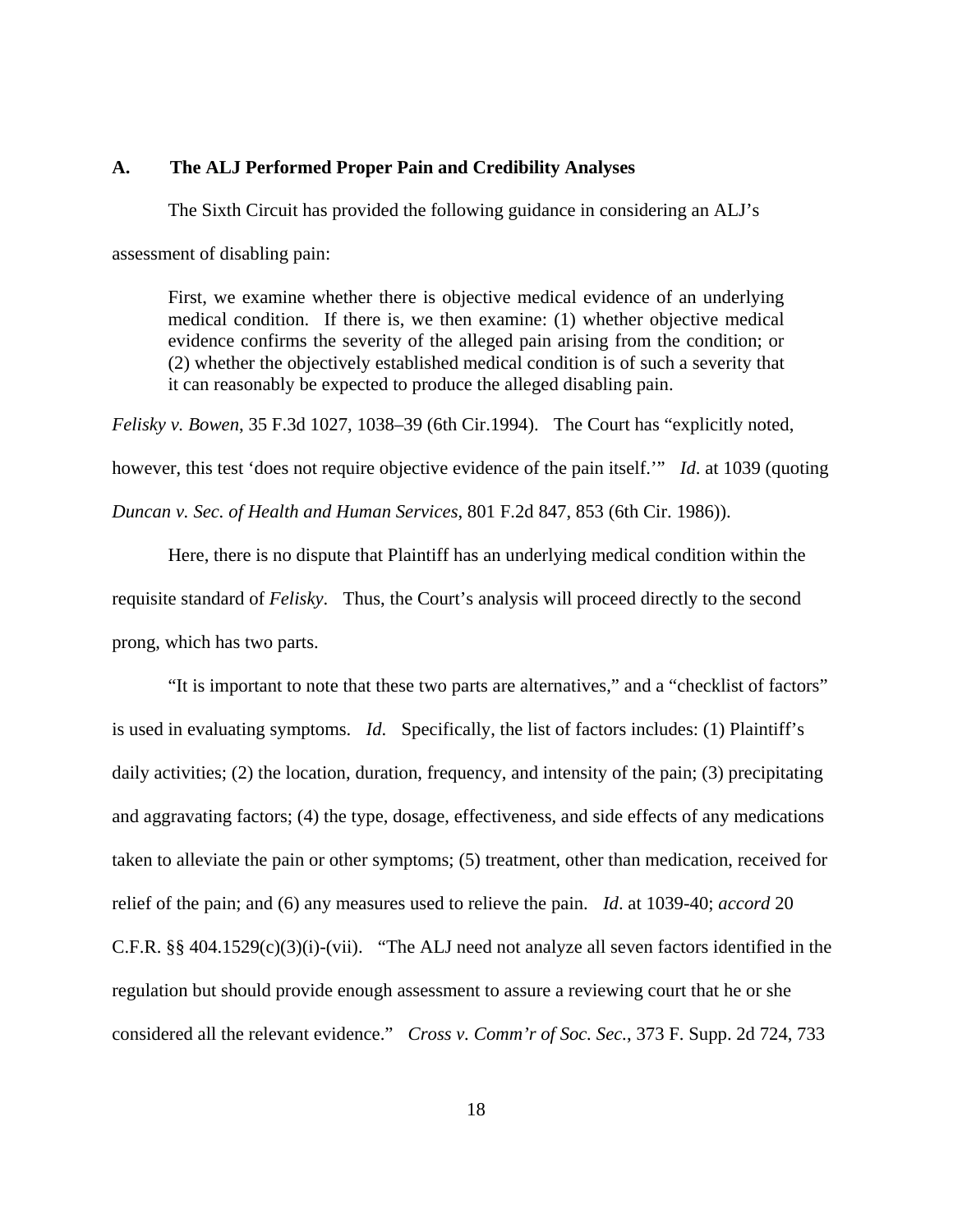### A. The ALJ Performed Proper Pain and Credibility Analyses

The Sixth Circuit has provided the following guidance in considering an ALJ's assessment of disabling pain:

> First, we examine whether there is objective medical evidence of an underlying medical condition. If there is, we then examine: (1) whether objective medical evidence confirms the severity of the alleged pain arising from the condition; or (2) whether the objectively established medical condition is of such a severity that it can reasonably be expected to produce the alleged disabling pain.

*Felisky v. Bowen*, 35 F.3d 1027, 1038–39 (6th Cir.1994). The Court has "explicitly noted, however, this test 'does not require objective evidence of the pain itself.'" *Id*. at 1039 (quoting *Duncan v. Sec. of Health and Human Services*, 801 F.2d 847, 853 (6th Cir. 1986)).

Here, there is no dispute that Plaintiff has an underlying medical condition within the requisite standard of *Felisky*. Thus, the Court's analysis will proceed directly to the second prong, which has two parts.

"It is important to note that these two parts are alternatives," and a "checklist of factors" is used in evaluating symptoms. *Id*. Specifically, the list of factors includes: (1) Plaintiff's daily activities; (2) the location, duration, frequency, and intensity of the pain; (3) precipitating and aggravating factors; (4) the type, dosage, effectiveness, and side effects of any medications taken to alleviate the pain or other symptoms; (5) treatment, other than medication, received for relief of the pain; and (6) any measures used to relieve the pain. *Id*. at 1039-40; *accord* 20 C.F.R. §§ 404.1529(c)(3)(i)-(vii). "The ALJ need not analyze all seven factors identified in the regulation but should provide enough assessment to assure a reviewing court that he or she considered all the relevant evidence." *Cross v. Comm'r of Soc. Sec.*, 373 F. Supp. 2d 724, 733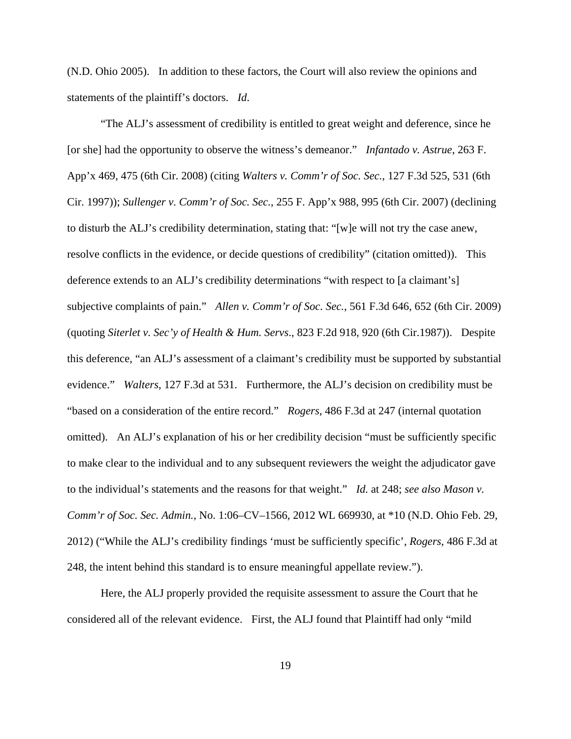(N.D. Ohio 2005). In addition to these factors, the Court will also review the opinions and statements of the plaintiff's doctors. *Id*.

"The ALJ's assessment of credibility is entitled to great weight and deference, since he [or she] had the opportunity to observe the witness's demeanor." *Infantado v. Astrue*, 263 F. App'x 469, 475 (6th Cir. 2008) (citing *Walters v. Comm'r of Soc. Sec.*, 127 F.3d 525, 531 (6th Cir. 1997)); *Sullenger v. Comm'r of Soc. Sec.*, 255 F. App'x 988, 995 (6th Cir. 2007) (declining to disturb the ALJ's credibility determination, stating that: "[w]e will not try the case anew, resolve conflicts in the evidence, or decide questions of credibility" (citation omitted)). This deference extends to an ALJ's credibility determinations "with respect to [a claimant's] subjective complaints of pain." *Allen v. Comm'r of Soc. Sec.*, 561 F.3d 646, 652 (6th Cir. 2009) (quoting *Siterlet v. Sec'y of Health & Hum. Servs*., 823 F.2d 918, 920 (6th Cir.1987)). Despite this deference, "an ALJ's assessment of a claimant's credibility must be supported by substantial evidence." *Walters*, 127 F.3d at 531. Furthermore, the ALJ's decision on credibility must be "based on a consideration of the entire record." *Rogers*, 486 F.3d at 247 (internal quotation omitted). An ALJ's explanation of his or her credibility decision "must be sufficiently specific to make clear to the individual and to any subsequent reviewers the weight the adjudicator gave to the individual's statements and the reasons for that weight." *Id.* at 248; *see also Mason v. Comm'r of Soc. Sec. Admin.*, No. 1:06–CV–1566, 2012 WL 669930, at *10 (N.D. Ohio Feb. 29, 2012) ("While the ALJ's credibility findings 'must be sufficiently specific', *Rogers*, 486 F.3d at 248, the intent behind this standard is to ensure meaningful appellate review.").

Here, the ALJ properly provided the requisite assessment to assure the Court that he considered all of the relevant evidence. First, the ALJ found that Plaintiff had only "mild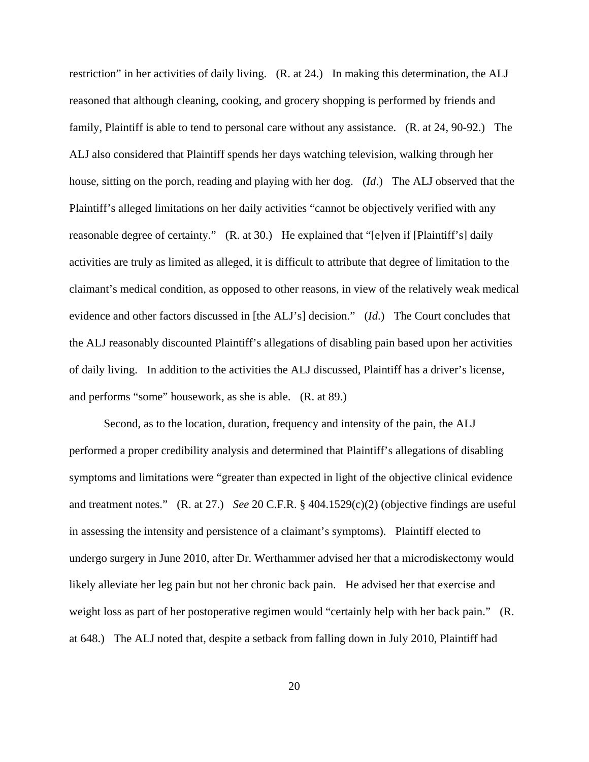restriction" in her activities of daily living. (R. at 24.) In making this determination, the ALJ reasoned that although cleaning, cooking, and grocery shopping is performed by friends and family, Plaintiff is able to tend to personal care without any assistance. (R. at 24, 90-92.) The ALJ also considered that Plaintiff spends her days watching television, walking through her house, sitting on the porch, reading and playing with her dog. (*Id*.) The ALJ observed that the Plaintiff's alleged limitations on her daily activities "cannot be objectively verified with any reasonable degree of certainty." (R. at 30.) He explained that "[e]ven if [Plaintiff's] daily activities are truly as limited as alleged, it is difficult to attribute that degree of limitation to the claimant's medical condition, as opposed to other reasons, in view of the relatively weak medical evidence and other factors discussed in [the ALJ's] decision." (*Id*.) The Court concludes that the ALJ reasonably discounted Plaintiff's allegations of disabling pain based upon her activities of daily living. In addition to the activities the ALJ discussed, Plaintiff has a driver's license, and performs "some" housework, as she is able. (R. at 89.)

Second, as to the location, duration, frequency and intensity of the pain, the ALJ performed a proper credibility analysis and determined that Plaintiff's allegations of disabling symptoms and limitations were "greater than expected in light of the objective clinical evidence and treatment notes." (R. at 27.) *See* 20 C.F.R. § 404.1529(c)(2) (objective findings are useful in assessing the intensity and persistence of a claimant's symptoms). Plaintiff elected to undergo surgery in June 2010, after Dr. Werthammer advised her that a microdiskectomy would likely alleviate her leg pain but not her chronic back pain. He advised her that exercise and weight loss as part of her postoperative regimen would "certainly help with her back pain." (R. at 648.) The ALJ noted that, despite a setback from falling down in July 2010, Plaintiff had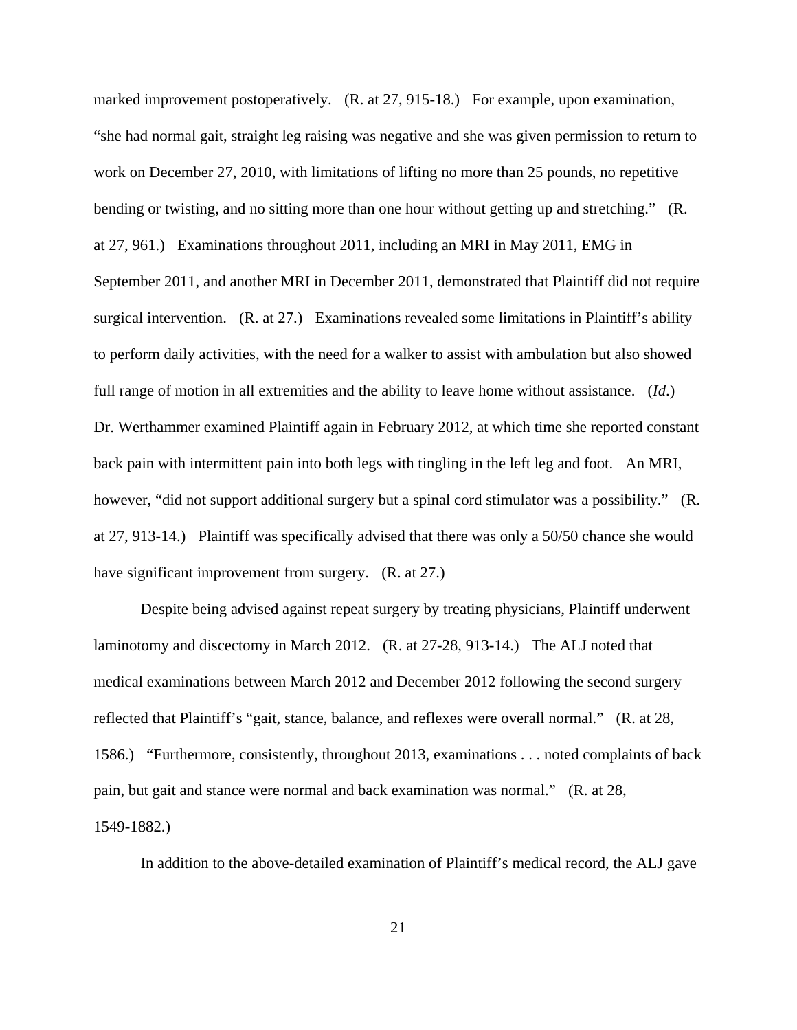marked improvement postoperatively. (R. at 27, 915-18.) For example, upon examination, "she had normal gait, straight leg raising was negative and she was given permission to return to work on December 27, 2010, with limitations of lifting no more than 25 pounds, no repetitive bending or twisting, and no sitting more than one hour without getting up and stretching." (R. at 27, 961.) Examinations throughout 2011, including an MRI in May 2011, EMG in September 2011, and another MRI in December 2011, demonstrated that Plaintiff did not require surgical intervention. (R. at 27.) Examinations revealed some limitations in Plaintiff's ability to perform daily activities, with the need for a walker to assist with ambulation but also showed full range of motion in all extremities and the ability to leave home without assistance. (*Id.*) Dr. Werthammer examined Plaintiff again in February 2012, at which time she reported constant back pain with intermittent pain into both legs with tingling in the left leg and foot. An MRI, however, "did not support additional surgery but a spinal cord stimulator was a possibility." (R. at 27, 913-14.) Plaintiff was specifically advised that there was only a 50/50 chance she would have significant improvement from surgery. (R. at 27.)

Despite being advised against repeat surgery by treating physicians, Plaintiff underwent laminotomy and discectomy in March 2012. (R. at 27-28, 913-14.) The ALJ noted that medical examinations between March 2012 and December 2012 following the second surgery reflected that Plaintiff's "gait, stance, balance, and reflexes were overall normal." (R. at 28, 1586.) "Furthermore, consistently, throughout 2013, examinations . . . noted complaints of back pain, but gait and stance were normal and back examination was normal." (R. at 28, 1549-1882.)

In addition to the above-detailed examination of Plaintiff's medical record, the ALJ gave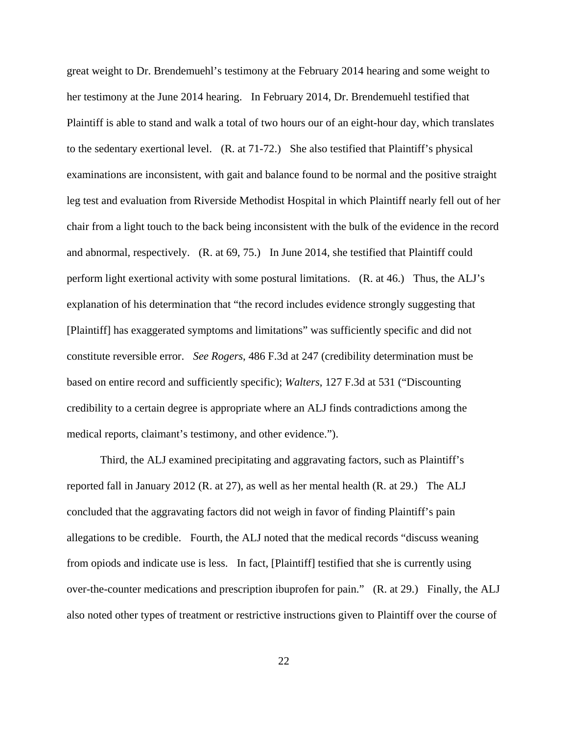great weight to Dr. Brendemuehl's testimony at the February 2014 hearing and some weight to her testimony at the June 2014 hearing. In February 2014, Dr. Brendemuehl testified that Plaintiff is able to stand and walk a total of two hours our of an eight-hour day, which translates to the sedentary exertional level. (R. at 71-72.) She also testified that Plaintiff's physical examinations are inconsistent, with gait and balance found to be normal and the positive straight leg test and evaluation from Riverside Methodist Hospital in which Plaintiff nearly fell out of her chair from a light touch to the back being inconsistent with the bulk of the evidence in the record and abnormal, respectively. (R. at 69, 75.) In June 2014, she testified that Plaintiff could perform light exertional activity with some postural limitations. (R. at 46.) Thus, the ALJ's explanation of his determination that "the record includes evidence strongly suggesting that [Plaintiff] has exaggerated symptoms and limitations" was sufficiently specific and did not constitute reversible error. *See Rogers*, 486 F.3d at 247 (credibility determination must be based on entire record and sufficiently specific); *Walters*, 127 F.3d at 531 ("Discounting credibility to a certain degree is appropriate where an ALJ finds contradictions among the medical reports, claimant's testimony, and other evidence.").

Third, the ALJ examined precipitating and aggravating factors, such as Plaintiff's reported fall in January 2012 (R. at 27), as well as her mental health (R. at 29.) The ALJ concluded that the aggravating factors did not weigh in favor of finding Plaintiff's pain allegations to be credible. Fourth, the ALJ noted that the medical records "discuss weaning from opiods and indicate use is less. In fact, [Plaintiff] testified that she is currently using over-the-counter medications and prescription ibuprofen for pain." (R. at 29.) Finally, the ALJ also noted other types of treatment or restrictive instructions given to Plaintiff over the course of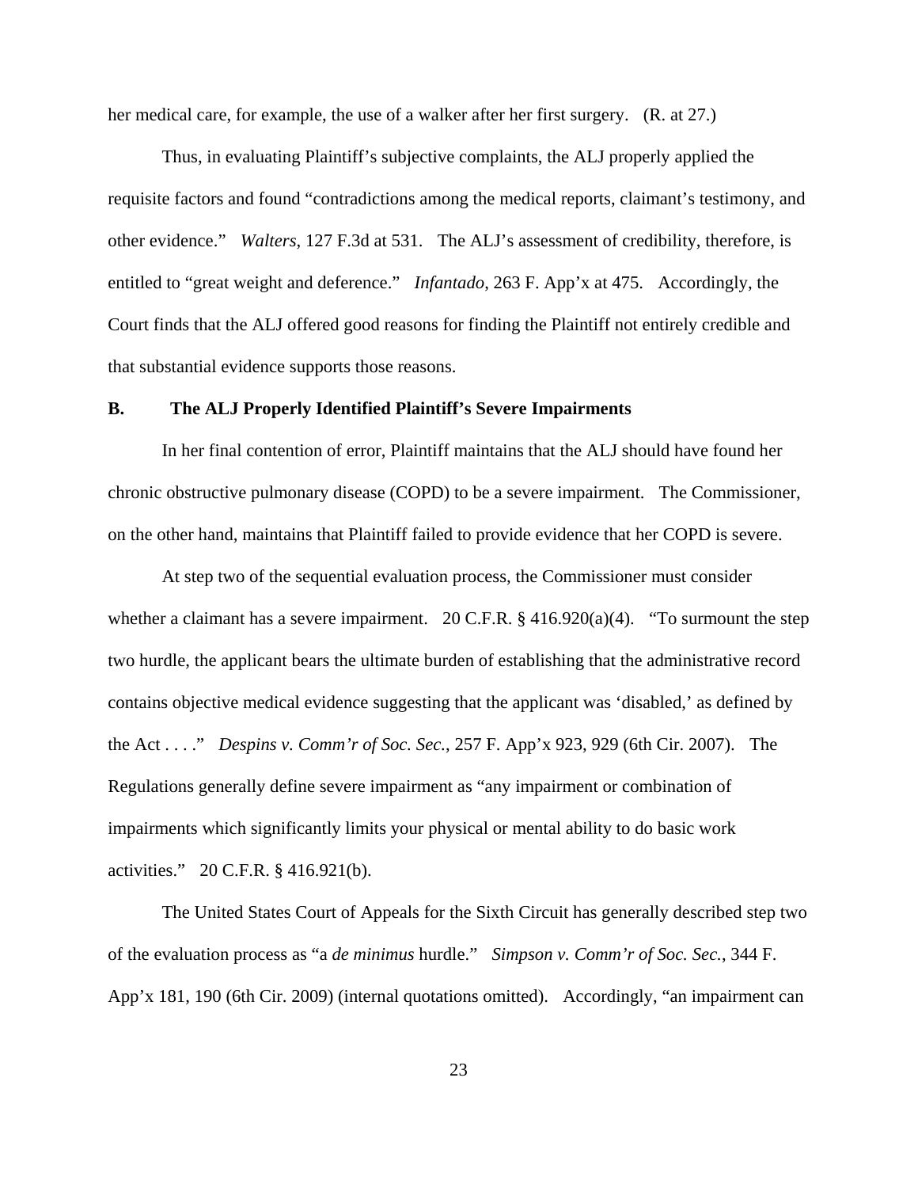her medical care, for example, the use of a walker after her first surgery. (R. at 27.)

Thus, in evaluating Plaintiff's subjective complaints, the ALJ properly applied the requisite factors and found "contradictions among the medical reports, claimant's testimony, and other evidence." *Walters*, 127 F.3d at 531. The ALJ's assessment of credibility, therefore, is entitled to "great weight and deference." *Infantado*, 263 F. App'x at 475. Accordingly, the Court finds that the ALJ offered good reasons for finding the Plaintiff not entirely credible and that substantial evidence supports those reasons.

**B. The ALJ Properly Identified Plaintiff's Severe Impairments**

In her final contention of error, Plaintiff maintains that the ALJ should have found her chronic obstructive pulmonary disease (COPD) to be a severe impairment. The Commissioner, on the other hand, maintains that Plaintiff failed to provide evidence that her COPD is severe.

At step two of the sequential evaluation process, the Commissioner must consider whether a claimant has a severe impairment. 20 C.F.R. § 416.920(a)(4). "To surmount the step two hurdle, the applicant bears the ultimate burden of establishing that the administrative record contains objective medical evidence suggesting that the applicant was 'disabled,' as defined by the Act . . . ." *Despins v. Comm'r of Soc. Sec.*, 257 F. App'x 923, 929 (6th Cir. 2007). The Regulations generally define severe impairment as "any impairment or combination of impairments which significantly limits your physical or mental ability to do basic work activities." 20 C.F.R. § 416.921(b).

The United States Court of Appeals for the Sixth Circuit has generally described step two of the evaluation process as "a *de minimus* hurdle." *Simpson v. Comm'r of Soc. Sec.*, 344 F. App'x 181, 190 (6th Cir. 2009) (internal quotations omitted). Accordingly, "an impairment can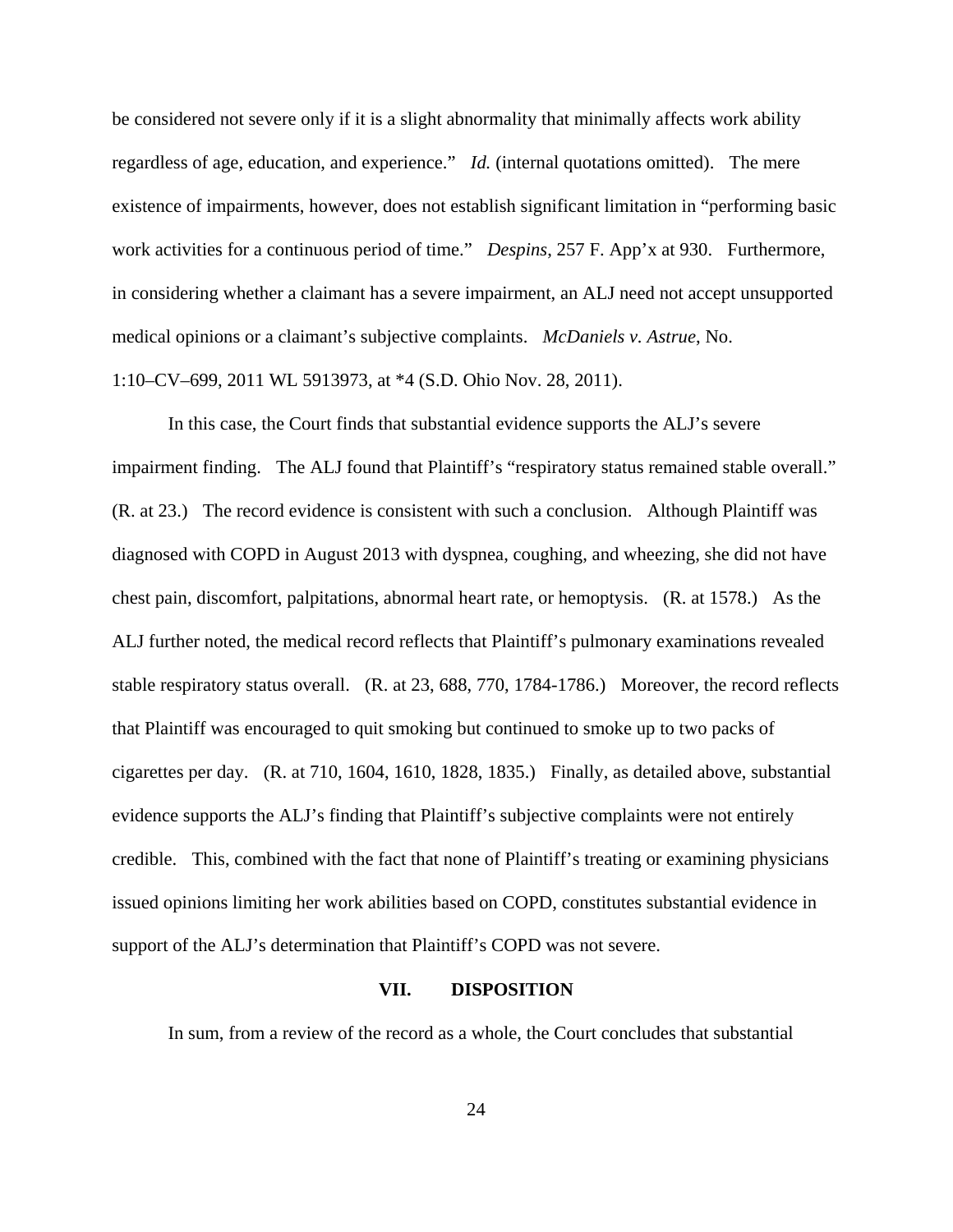be considered not severe only if it is a slight abnormality that minimally affects work ability regardless of age, education, and experience." *Id.* (internal quotations omitted). The mere existence of impairments, however, does not establish significant limitation in "performing basic work activities for a continuous period of time." *Despins*, 257 F. App'x at 930. Furthermore, in considering whether a claimant has a severe impairment, an ALJ need not accept unsupported medical opinions or a claimant's subjective complaints. *McDaniels v. Astrue*, No. 1:10–CV–699, 2011 WL 5913973, at *4 (S.D. Ohio Nov. 28, 2011).

In this case, the Court finds that substantial evidence supports the ALJ's severe impairment finding. The ALJ found that Plaintiff's "respiratory status remained stable overall." (R. at 23.) The record evidence is consistent with such a conclusion. Although Plaintiff was diagnosed with COPD in August 2013 with dyspnea, coughing, and wheezing, she did not have chest pain, discomfort, palpitations, abnormal heart rate, or hemoptysis. (R. at 1578.) As the ALJ further noted, the medical record reflects that Plaintiff's pulmonary examinations revealed stable respiratory status overall. (R. at 23, 688, 770, 1784-1786.) Moreover, the record reflects that Plaintiff was encouraged to quit smoking but continued to smoke up to two packs of cigarettes per day. (R. at 710, 1604, 1610, 1828, 1835.) Finally, as detailed above, substantial evidence supports the ALJ's finding that Plaintiff's subjective complaints were not entirely credible. This, combined with the fact that none of Plaintiff's treating or examining physicians issued opinions limiting her work abilities based on COPD, constitutes substantial evidence in support of the ALJ's determination that Plaintiff's COPD was not severe.

## VII. DISPOSITION

In sum, from a review of the record as a whole, the Court concludes that substantial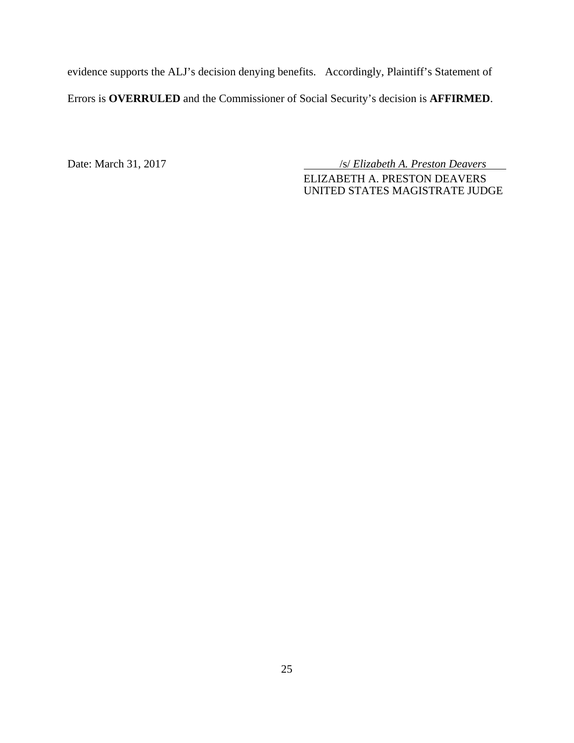evidence supports the ALJ's decision denying benefits. Accordingly, Plaintiff's Statement of Errors is **OVERRULED** and the Commissioner of Social Security's decision is **AFFIRMED**.

Date: March 31, 2017

/s/ *Elizabeth A. Preston Deavers*
ELIZABETH A. PRESTON DEAVERS
UNITED STATES MAGISTRATE JUDGE